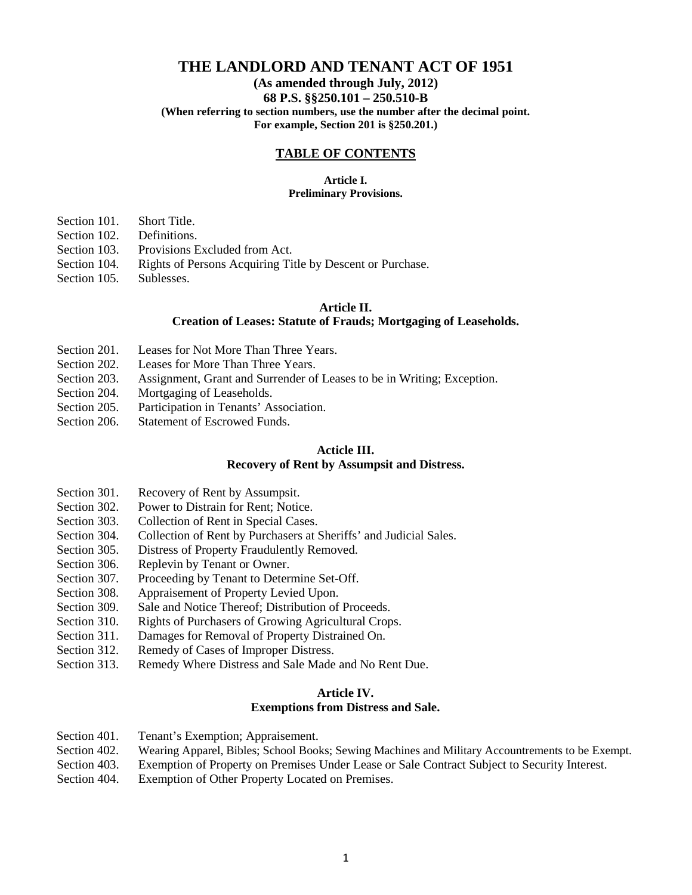# THE LANDLORD AND TENANT ACT OF 1951

**(As amended through July, 2012)**

**68 P.S. §§250.101 – 250.510-B**

**(When referring to section numbers, use the number after the decimal point. For example, Section 201 is §250.201.)**

## TABLE OF CONTENTS

### Article I.
### Preliminary Provisions.

Section 101. Short Title.
Section 102. Definitions.
Section 103. Provisions Excluded from Act.
Section 104. Rights of Persons Acquiring Title by Descent or Purchase.
Section 105. Sublesses.

### Article II.
### Creation of Leases: Statute of Frauds; Mortgaging of Leaseholds.

Section 201. Leases for Not More Than Three Years.
Section 202. Leases for More Than Three Years.
Section 203. Assignment, Grant and Surrender of Leases to be in Writing; Exception.
Section 204. Mortgaging of Leaseholds.
Section 205. Participation in Tenants' Association.
Section 206. Statement of Escrowed Funds.

### Acticle III.
### Recovery of Rent by Assumpsit and Distress.

Section 301. Recovery of Rent by Assumpsit.
Section 302. Power to Distrain for Rent; Notice.
Section 303. Collection of Rent in Special Cases.
Section 304. Collection of Rent by Purchasers at Sheriffs' and Judicial Sales.
Section 305. Distress of Property Fraudulently Removed.
Section 306. Replevin by Tenant or Owner.
Section 307. Proceeding by Tenant to Determine Set-Off.
Section 308. Appraisement of Property Levied Upon.
Section 309. Sale and Notice Thereof; Distribution of Proceeds.
Section 310. Rights of Purchasers of Growing Agricultural Crops.
Section 311. Damages for Removal of Property Distrained On.
Section 312. Remedy of Cases of Improper Distress.
Section 313. Remedy Where Distress and Sale Made and No Rent Due.

### Article IV.
### Exemptions from Distress and Sale.

Section 401. Tenant's Exemption; Appraisement.
Section 402. Wearing Apparel, Bibles; School Books; Sewing Machines and Military Accountrements to be Exempt.
Section 403. Exemption of Property on Premises Under Lease or Sale Contract Subject to Security Interest.
Section 404. Exemption of Other Property Located on Premises.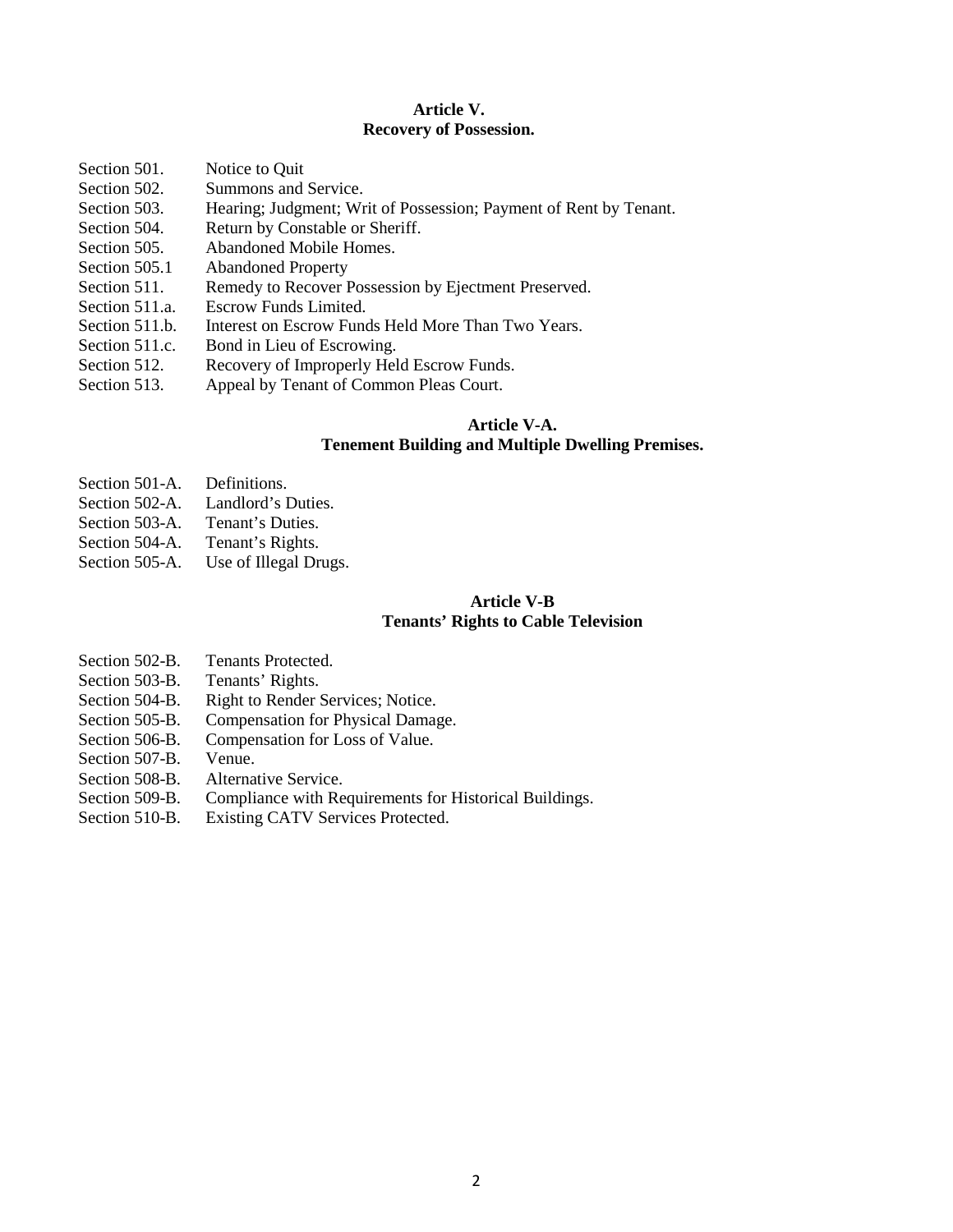## Article V.
## Recovery of Possession.

Section 501. Notice to Quit
Section 502. Summons and Service.
Section 503. Hearing; Judgment; Writ of Possession; Payment of Rent by Tenant.
Section 504. Return by Constable or Sheriff.
Section 505. Abandoned Mobile Homes.
Section 505.1 Abandoned Property
Section 511. Remedy to Recover Possession by Ejectment Preserved.
Section 511.a. Escrow Funds Limited.
Section 511.b. Interest on Escrow Funds Held More Than Two Years.
Section 511.c. Bond in Lieu of Escrowing.
Section 512. Recovery of Improperly Held Escrow Funds.
Section 513. Appeal by Tenant of Common Pleas Court.

## Article V-A.
## Tenement Building and Multiple Dwelling Premises.

Section 501-A. Definitions.
Section 502-A. Landlord's Duties.
Section 503-A. Tenant's Duties.
Section 504-A. Tenant's Rights.
Section 505-A. Use of Illegal Drugs.

## Article V-B
## Tenants' Rights to Cable Television

Section 502-B. Tenants Protected.
Section 503-B. Tenants' Rights.
Section 504-B. Right to Render Services; Notice.
Section 505-B. Compensation for Physical Damage.
Section 506-B. Compensation for Loss of Value.
Section 507-B. Venue.
Section 508-B. Alternative Service.
Section 509-B. Compliance with Requirements for Historical Buildings.
Section 510-B. Existing CATV Services Protected.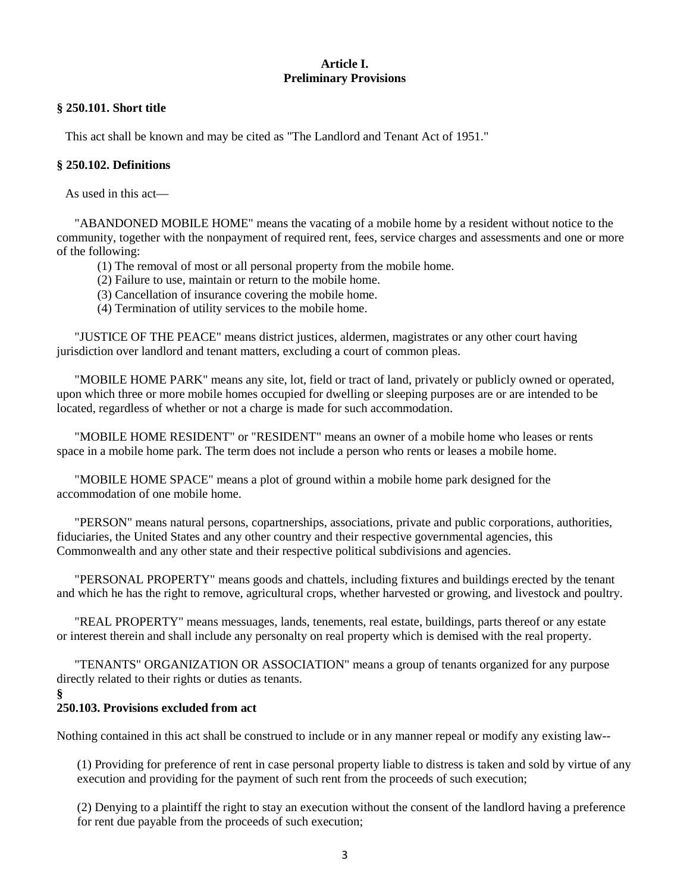## Article I.
## Preliminary Provisions

### § 250.101. Short title

This act shall be known and may be cited as "The Landlord and Tenant Act of 1951."

### § 250.102. Definitions

As used in this act—

"ABANDONED MOBILE HOME" means the vacating of a mobile home by a resident without notice to the community, together with the nonpayment of required rent, fees, service charges and assessments and one or more of the following:

(1) The removal of most or all personal property from the mobile home.
(2) Failure to use, maintain or return to the mobile home.
(3) Cancellation of insurance covering the mobile home.
(4) Termination of utility services to the mobile home.

"JUSTICE OF THE PEACE" means district justices, aldermen, magistrates or any other court having jurisdiction over landlord and tenant matters, excluding a court of common pleas.

"MOBILE HOME PARK" means any site, lot, field or tract of land, privately or publicly owned or operated, upon which three or more mobile homes occupied for dwelling or sleeping purposes are or are intended to be located, regardless of whether or not a charge is made for such accommodation.

"MOBILE HOME RESIDENT" or "RESIDENT" means an owner of a mobile home who leases or rents space in a mobile home park. The term does not include a person who rents or leases a mobile home.

"MOBILE HOME SPACE" means a plot of ground within a mobile home park designed for the accommodation of one mobile home.

"PERSON" means natural persons, copartnerships, associations, private and public corporations, authorities, fiduciaries, the United States and any other country and their respective governmental agencies, this Commonwealth and any other state and their respective political subdivisions and agencies.

"PERSONAL PROPERTY" means goods and chattels, including fixtures and buildings erected by the tenant and which he has the right to remove, agricultural crops, whether harvested or growing, and livestock and poultry.

"REAL PROPERTY" means messuages, lands, tenements, real estate, buildings, parts thereof or any estate or interest therein and shall include any personalty on real property which is demised with the real property.

"TENANTS" ORGANIZATION OR ASSOCIATION" means a group of tenants organized for any purpose directly related to their rights or duties as tenants.

### § 250.103. Provisions excluded from act

Nothing contained in this act shall be construed to include or in any manner repeal or modify any existing law--

(1) Providing for preference of rent in case personal property liable to distress is taken and sold by virtue of any execution and providing for the payment of such rent from the proceeds of such execution;

(2) Denying to a plaintiff the right to stay an execution without the consent of the landlord having a preference for rent due payable from the proceeds of such execution;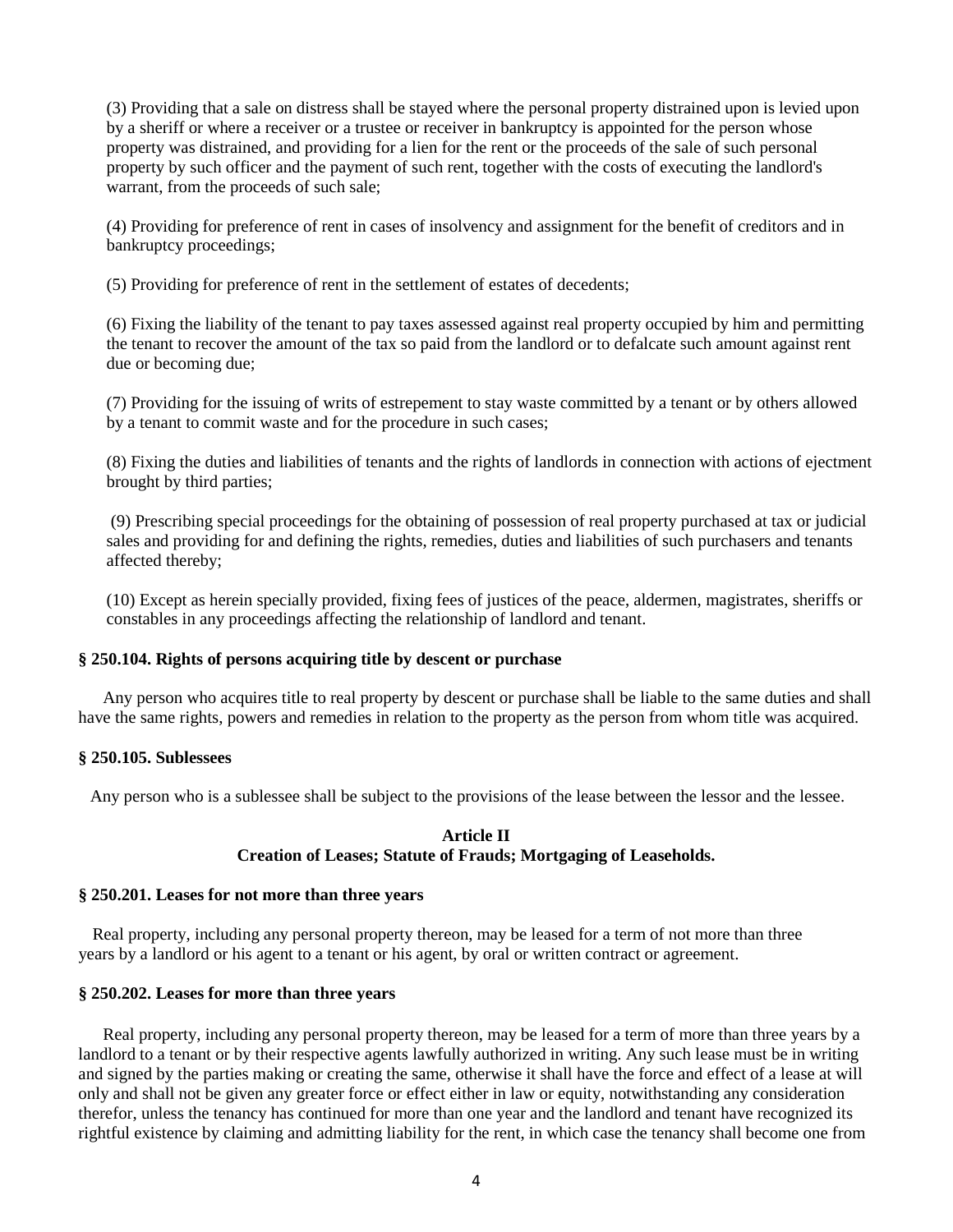(3) Providing that a sale on distress shall be stayed where the personal property distrained upon is levied upon by a sheriff or where a receiver or a trustee or receiver in bankruptcy is appointed for the person whose property was distrained, and providing for a lien for the rent or the proceeds of the sale of such personal property by such officer and the payment of such rent, together with the costs of executing the landlord's warrant, from the proceeds of such sale;

(4) Providing for preference of rent in cases of insolvency and assignment for the benefit of creditors and in bankruptcy proceedings;

(5) Providing for preference of rent in the settlement of estates of decedents;

(6) Fixing the liability of the tenant to pay taxes assessed against real property occupied by him and permitting the tenant to recover the amount of the tax so paid from the landlord or to defalcate such amount against rent due or becoming due;

(7) Providing for the issuing of writs of estrepement to stay waste committed by a tenant or by others allowed by a tenant to commit waste and for the procedure in such cases;

(8) Fixing the duties and liabilities of tenants and the rights of landlords in connection with actions of ejectment brought by third parties;

(9) Prescribing special proceedings for the obtaining of possession of real property purchased at tax or judicial sales and providing for and defining the rights, remedies, duties and liabilities of such purchasers and tenants affected thereby;

(10) Except as herein specially provided, fixing fees of justices of the peace, aldermen, magistrates, sheriffs or constables in any proceedings affecting the relationship of landlord and tenant.

### § 250.104. Rights of persons acquiring title by descent or purchase

Any person who acquires title to real property by descent or purchase shall be liable to the same duties and shall have the same rights, powers and remedies in relation to the property as the person from whom title was acquired.

### § 250.105. Sublessees

Any person who is a sublessee shall be subject to the provisions of the lease between the lessor and the lessee.

## Article II
## Creation of Leases; Statute of Frauds; Mortgaging of Leaseholds.

### § 250.201. Leases for not more than three years

Real property, including any personal property thereon, may be leased for a term of not more than three years by a landlord or his agent to a tenant or his agent, by oral or written contract or agreement.

### § 250.202. Leases for more than three years

Real property, including any personal property thereon, may be leased for a term of more than three years by a landlord to a tenant or by their respective agents lawfully authorized in writing. Any such lease must be in writing and signed by the parties making or creating the same, otherwise it shall have the force and effect of a lease at will only and shall not be given any greater force or effect either in law or equity, notwithstanding any consideration therefor, unless the tenancy has continued for more than one year and the landlord and tenant have recognized its rightful existence by claiming and admitting liability for the rent, in which case the tenancy shall become one from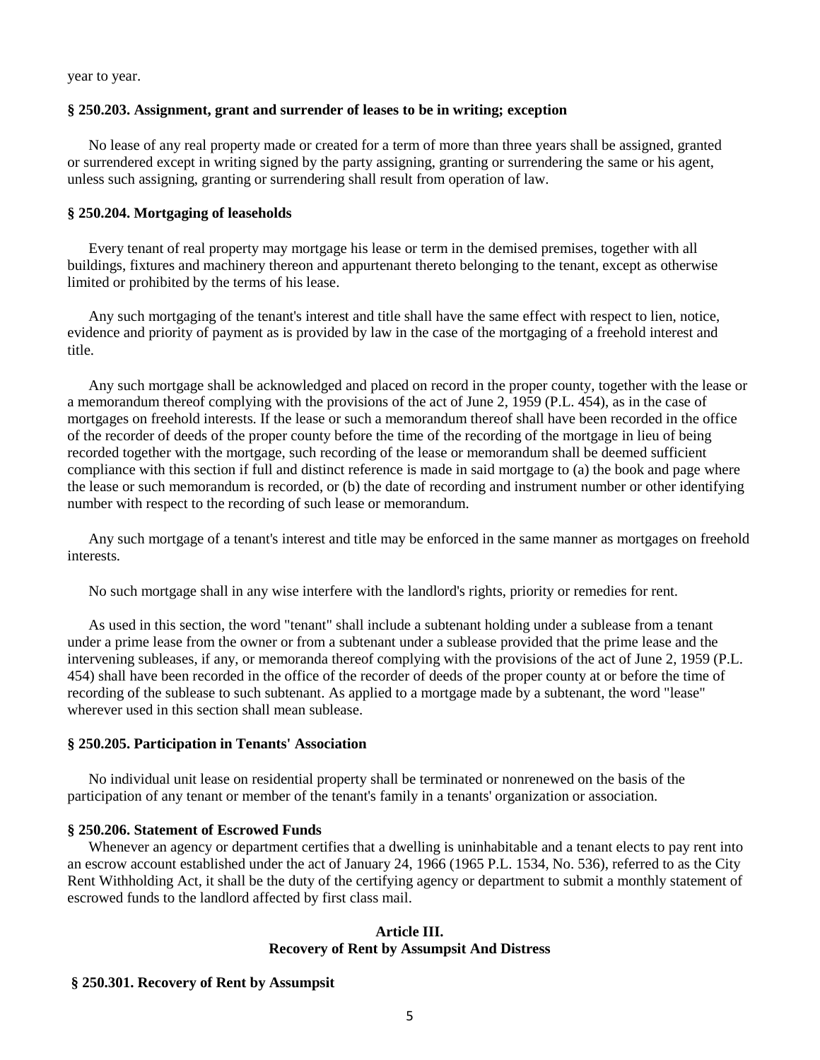year to year.

### § 250.203. Assignment, grant and surrender of leases to be in writing; exception

No lease of any real property made or created for a term of more than three years shall be assigned, granted or surrendered except in writing signed by the party assigning, granting or surrendering the same or his agent, unless such assigning, granting or surrendering shall result from operation of law.

### § 250.204. Mortgaging of leaseholds

Every tenant of real property may mortgage his lease or term in the demised premises, together with all buildings, fixtures and machinery thereon and appurtenant thereto belonging to the tenant, except as otherwise limited or prohibited by the terms of his lease.

Any such mortgaging of the tenant's interest and title shall have the same effect with respect to lien, notice, evidence and priority of payment as is provided by law in the case of the mortgaging of a freehold interest and title.

Any such mortgage shall be acknowledged and placed on record in the proper county, together with the lease or a memorandum thereof complying with the provisions of the act of June 2, 1959 (P.L. 454), as in the case of mortgages on freehold interests. If the lease or such a memorandum thereof shall have been recorded in the office of the recorder of deeds of the proper county before the time of the recording of the mortgage in lieu of being recorded together with the mortgage, such recording of the lease or memorandum shall be deemed sufficient compliance with this section if full and distinct reference is made in said mortgage to (a) the book and page where the lease or such memorandum is recorded, or (b) the date of recording and instrument number or other identifying number with respect to the recording of such lease or memorandum.

Any such mortgage of a tenant's interest and title may be enforced in the same manner as mortgages on freehold interests.

No such mortgage shall in any wise interfere with the landlord's rights, priority or remedies for rent.

As used in this section, the word "tenant" shall include a subtenant holding under a sublease from a tenant under a prime lease from the owner or from a subtenant under a sublease provided that the prime lease and the intervening subleases, if any, or memoranda thereof complying with the provisions of the act of June 2, 1959 (P.L. 454) shall have been recorded in the office of the recorder of deeds of the proper county at or before the time of recording of the sublease to such subtenant. As applied to a mortgage made by a subtenant, the word "lease" wherever used in this section shall mean sublease.

### § 250.205. Participation in Tenants' Association

No individual unit lease on residential property shall be terminated or nonrenewed on the basis of the participation of any tenant or member of the tenant's family in a tenants' organization or association.

### § 250.206. Statement of Escrowed Funds

Whenever an agency or department certifies that a dwelling is uninhabitable and a tenant elects to pay rent into an escrow account established under the act of January 24, 1966 (1965 P.L. 1534, No. 536), referred to as the City Rent Withholding Act, it shall be the duty of the certifying agency or department to submit a monthly statement of escrowed funds to the landlord affected by first class mail.

## Article III.
## Recovery of Rent by Assumpsit And Distress

### § 250.301. Recovery of Rent by Assumpsit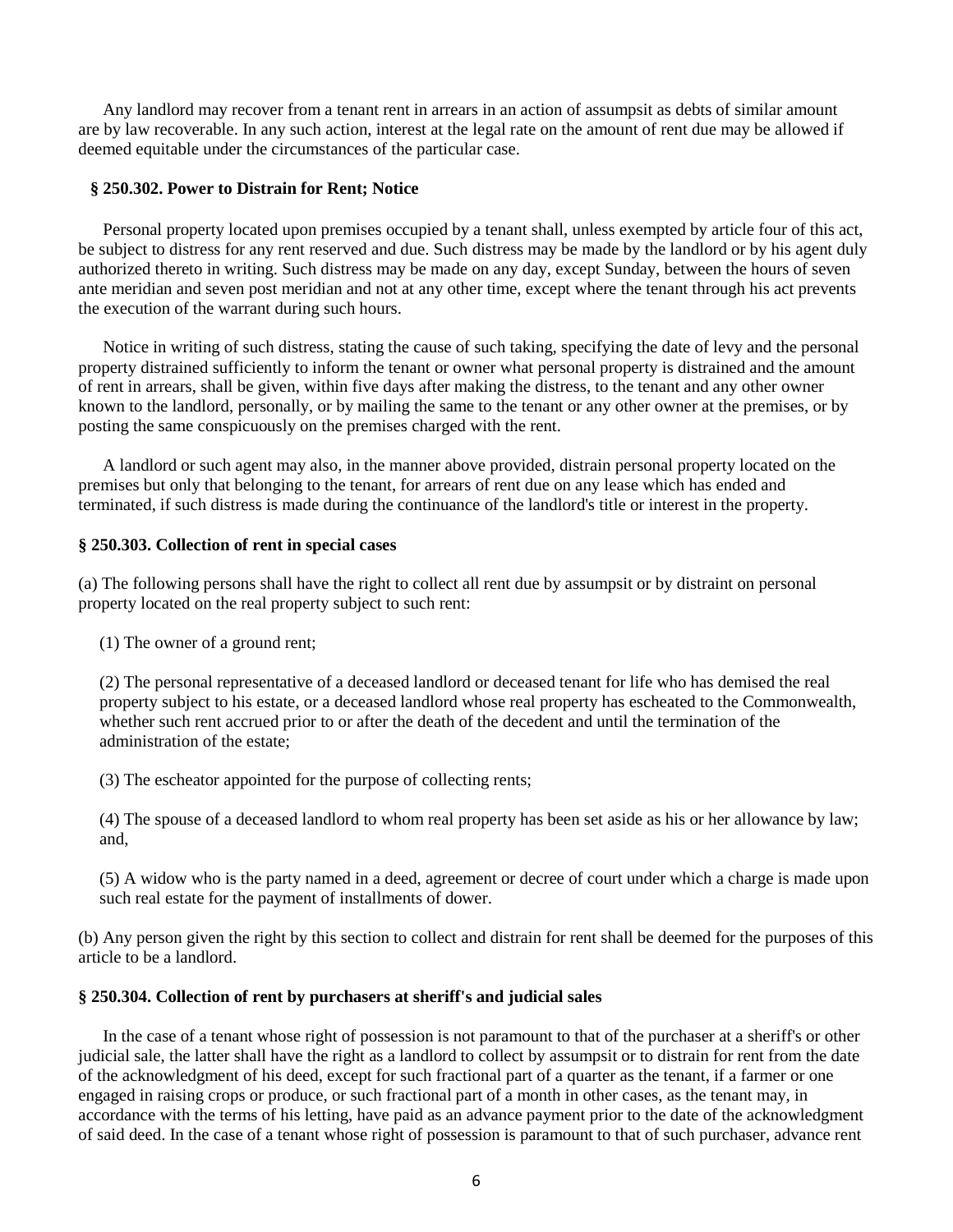Any landlord may recover from a tenant rent in arrears in an action of assumpsit as debts of similar amount are by law recoverable. In any such action, interest at the legal rate on the amount of rent due may be allowed if deemed equitable under the circumstances of the particular case.

### § 250.302. Power to Distrain for Rent; Notice

Personal property located upon premises occupied by a tenant shall, unless exempted by article four of this act, be subject to distress for any rent reserved and due. Such distress may be made by the landlord or by his agent duly authorized thereto in writing. Such distress may be made on any day, except Sunday, between the hours of seven ante meridian and seven post meridian and not at any other time, except where the tenant through his act prevents the execution of the warrant during such hours.

Notice in writing of such distress, stating the cause of such taking, specifying the date of levy and the personal property distrained sufficiently to inform the tenant or owner what personal property is distrained and the amount of rent in arrears, shall be given, within five days after making the distress, to the tenant and any other owner known to the landlord, personally, or by mailing the same to the tenant or any other owner at the premises, or by posting the same conspicuously on the premises charged with the rent.

A landlord or such agent may also, in the manner above provided, distrain personal property located on the premises but only that belonging to the tenant, for arrears of rent due on any lease which has ended and terminated, if such distress is made during the continuance of the landlord's title or interest in the property.

### § 250.303. Collection of rent in special cases

(a) The following persons shall have the right to collect all rent due by assumpsit or by distraint on personal property located on the real property subject to such rent:

(1) The owner of a ground rent;

(2) The personal representative of a deceased landlord or deceased tenant for life who has demised the real property subject to his estate, or a deceased landlord whose real property has escheated to the Commonwealth, whether such rent accrued prior to or after the death of the decedent and until the termination of the administration of the estate;

(3) The escheator appointed for the purpose of collecting rents;

(4) The spouse of a deceased landlord to whom real property has been set aside as his or her allowance by law; and,

(5) A widow who is the party named in a deed, agreement or decree of court under which a charge is made upon such real estate for the payment of installments of dower.

(b) Any person given the right by this section to collect and distrain for rent shall be deemed for the purposes of this article to be a landlord.

### § 250.304. Collection of rent by purchasers at sheriff's and judicial sales

In the case of a tenant whose right of possession is not paramount to that of the purchaser at a sheriff's or other judicial sale, the latter shall have the right as a landlord to collect by assumpsit or to distrain for rent from the date of the acknowledgment of his deed, except for such fractional part of a quarter as the tenant, if a farmer or one engaged in raising crops or produce, or such fractional part of a month in other cases, as the tenant may, in accordance with the terms of his letting, have paid as an advance payment prior to the date of the acknowledgment of said deed. In the case of a tenant whose right of possession is paramount to that of such purchaser, advance rent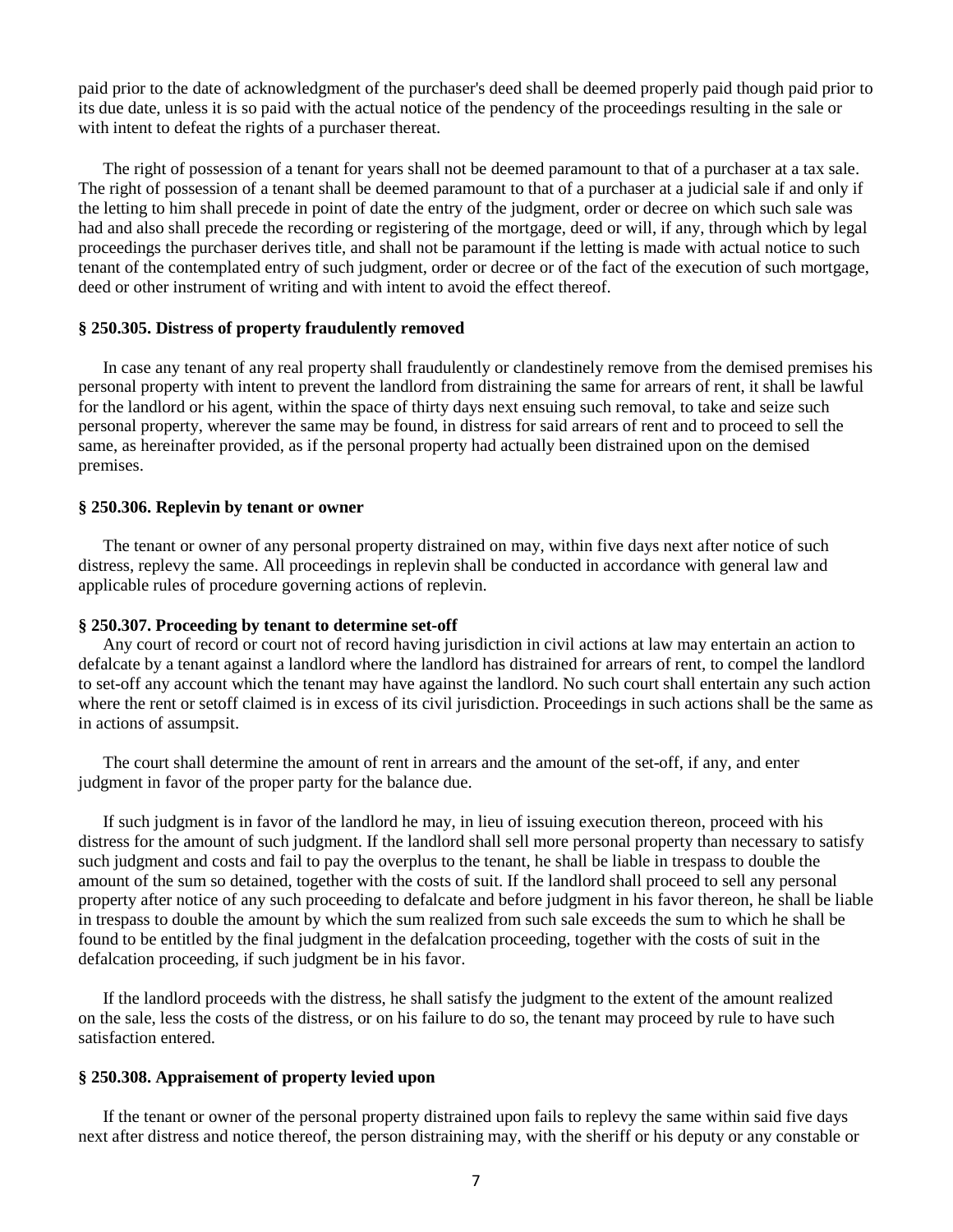paid prior to the date of acknowledgment of the purchaser's deed shall be deemed properly paid though paid prior to its due date, unless it is so paid with the actual notice of the pendency of the proceedings resulting in the sale or with intent to defeat the rights of a purchaser thereat.

The right of possession of a tenant for years shall not be deemed paramount to that of a purchaser at a tax sale. The right of possession of a tenant shall be deemed paramount to that of a purchaser at a judicial sale if and only if the letting to him shall precede in point of date the entry of the judgment, order or decree on which such sale was had and also shall precede the recording or registering of the mortgage, deed or will, if any, through which by legal proceedings the purchaser derives title, and shall not be paramount if the letting is made with actual notice to such tenant of the contemplated entry of such judgment, order or decree or of the fact of the execution of such mortgage, deed or other instrument of writing and with intent to avoid the effect thereof.

### § 250.305. Distress of property fraudulently removed

In case any tenant of any real property shall fraudulently or clandestinely remove from the demised premises his personal property with intent to prevent the landlord from distraining the same for arrears of rent, it shall be lawful for the landlord or his agent, within the space of thirty days next ensuing such removal, to take and seize such personal property, wherever the same may be found, in distress for said arrears of rent and to proceed to sell the same, as hereinafter provided, as if the personal property had actually been distrained upon on the demised premises.

### § 250.306. Replevin by tenant or owner

The tenant or owner of any personal property distrained on may, within five days next after notice of such distress, replevy the same. All proceedings in replevin shall be conducted in accordance with general law and applicable rules of procedure governing actions of replevin.

### § 250.307. Proceeding by tenant to determine set-off

Any court of record or court not of record having jurisdiction in civil actions at law may entertain an action to defalcate by a tenant against a landlord where the landlord has distrained for arrears of rent, to compel the landlord to set-off any account which the tenant may have against the landlord. No such court shall entertain any such action where the rent or setoff claimed is in excess of its civil jurisdiction. Proceedings in such actions shall be the same as in actions of assumpsit.

The court shall determine the amount of rent in arrears and the amount of the set-off, if any, and enter judgment in favor of the proper party for the balance due.

If such judgment is in favor of the landlord he may, in lieu of issuing execution thereon, proceed with his distress for the amount of such judgment. If the landlord shall sell more personal property than necessary to satisfy such judgment and costs and fail to pay the overplus to the tenant, he shall be liable in trespass to double the amount of the sum so detained, together with the costs of suit. If the landlord shall proceed to sell any personal property after notice of any such proceeding to defalcate and before judgment in his favor thereon, he shall be liable in trespass to double the amount by which the sum realized from such sale exceeds the sum to which he shall be found to be entitled by the final judgment in the defalcation proceeding, together with the costs of suit in the defalcation proceeding, if such judgment be in his favor.

If the landlord proceeds with the distress, he shall satisfy the judgment to the extent of the amount realized on the sale, less the costs of the distress, or on his failure to do so, the tenant may proceed by rule to have such satisfaction entered.

### § 250.308. Appraisement of property levied upon

If the tenant or owner of the personal property distrained upon fails to replevy the same within said five days next after distress and notice thereof, the person distraining may, with the sheriff or his deputy or any constable or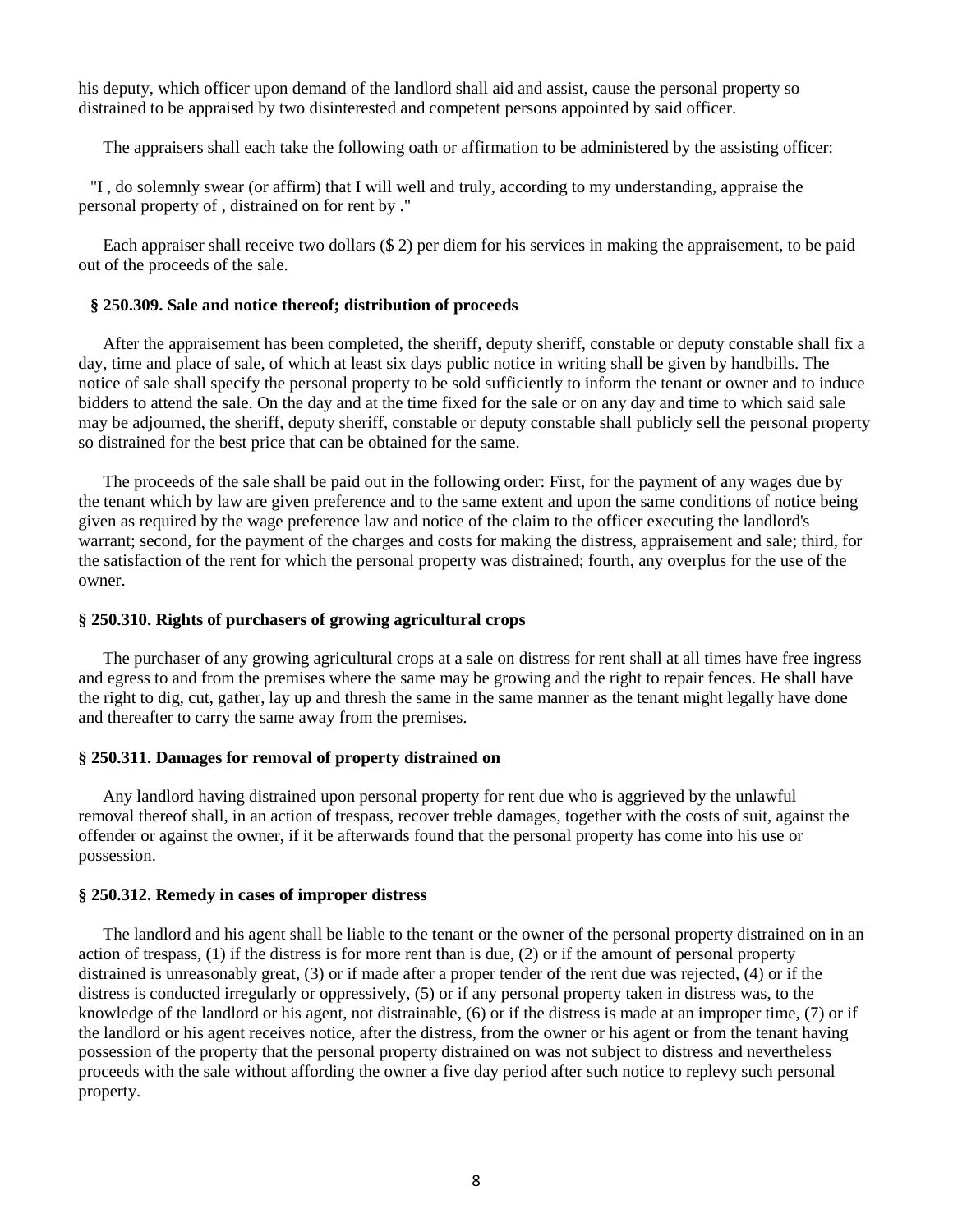his deputy, which officer upon demand of the landlord shall aid and assist, cause the personal property so distrained to be appraised by two disinterested and competent persons appointed by said officer.

The appraisers shall each take the following oath or affirmation to be administered by the assisting officer:

"I , do solemnly swear (or affirm) that I will well and truly, according to my understanding, appraise the personal property of , distrained on for rent by ."

Each appraiser shall receive two dollars ($ 2) per diem for his services in making the appraisement, to be paid out of the proceeds of the sale.

### § 250.309. Sale and notice thereof; distribution of proceeds

After the appraisement has been completed, the sheriff, deputy sheriff, constable or deputy constable shall fix a day, time and place of sale, of which at least six days public notice in writing shall be given by handbills. The notice of sale shall specify the personal property to be sold sufficiently to inform the tenant or owner and to induce bidders to attend the sale. On the day and at the time fixed for the sale or on any day and time to which said sale may be adjourned, the sheriff, deputy sheriff, constable or deputy constable shall publicly sell the personal property so distrained for the best price that can be obtained for the same.

The proceeds of the sale shall be paid out in the following order: First, for the payment of any wages due by the tenant which by law are given preference and to the same extent and upon the same conditions of notice being given as required by the wage preference law and notice of the claim to the officer executing the landlord's warrant; second, for the payment of the charges and costs for making the distress, appraisement and sale; third, for the satisfaction of the rent for which the personal property was distrained; fourth, any overplus for the use of the owner.

### § 250.310. Rights of purchasers of growing agricultural crops

The purchaser of any growing agricultural crops at a sale on distress for rent shall at all times have free ingress and egress to and from the premises where the same may be growing and the right to repair fences. He shall have the right to dig, cut, gather, lay up and thresh the same in the same manner as the tenant might legally have done and thereafter to carry the same away from the premises.

### § 250.311. Damages for removal of property distrained on

Any landlord having distrained upon personal property for rent due who is aggrieved by the unlawful removal thereof shall, in an action of trespass, recover treble damages, together with the costs of suit, against the offender or against the owner, if it be afterwards found that the personal property has come into his use or possession.

### § 250.312. Remedy in cases of improper distress

The landlord and his agent shall be liable to the tenant or the owner of the personal property distrained on in an action of trespass, (1) if the distress is for more rent than is due, (2) or if the amount of personal property distrained is unreasonably great, (3) or if made after a proper tender of the rent due was rejected, (4) or if the distress is conducted irregularly or oppressively, (5) or if any personal property taken in distress was, to the knowledge of the landlord or his agent, not distrainable, (6) or if the distress is made at an improper time, (7) or if the landlord or his agent receives notice, after the distress, from the owner or his agent or from the tenant having possession of the property that the personal property distrained on was not subject to distress and nevertheless proceeds with the sale without affording the owner a five day period after such notice to replevy such personal property.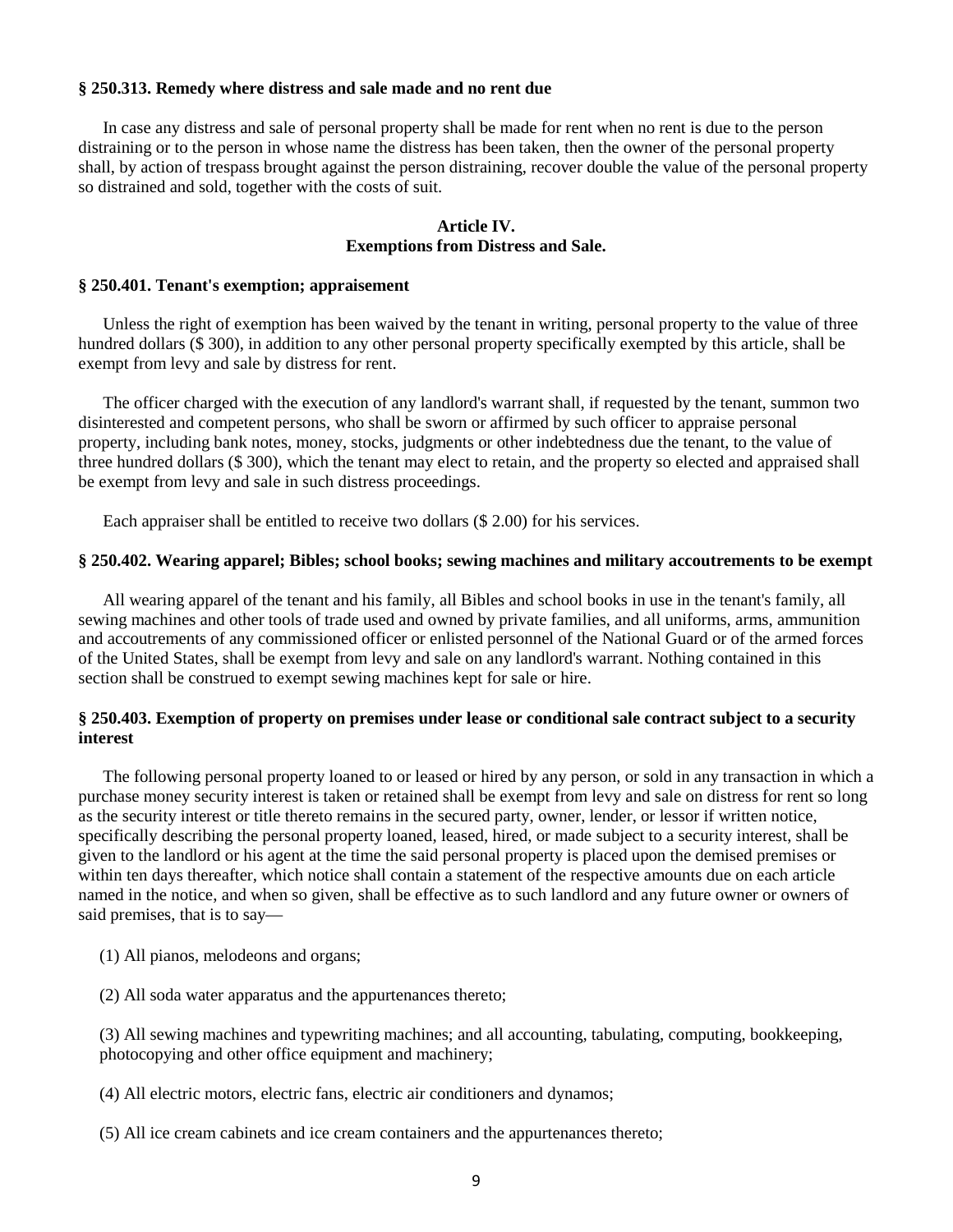**§ 250.313. Remedy where distress and sale made and no rent due**

In case any distress and sale of personal property shall be made for rent when no rent is due to the person distraining or to the person in whose name the distress has been taken, then the owner of the personal property shall, by action of trespass brought against the person distraining, recover double the value of the personal property so distrained and sold, together with the costs of suit.

## Article IV.
## Exemptions from Distress and Sale.

**§ 250.401. Tenant's exemption; appraisement**

Unless the right of exemption has been waived by the tenant in writing, personal property to the value of three hundred dollars ($ 300), in addition to any other personal property specifically exempted by this article, shall be exempt from levy and sale by distress for rent.

The officer charged with the execution of any landlord's warrant shall, if requested by the tenant, summon two disinterested and competent persons, who shall be sworn or affirmed by such officer to appraise personal property, including bank notes, money, stocks, judgments or other indebtedness due the tenant, to the value of three hundred dollars ($ 300), which the tenant may elect to retain, and the property so elected and appraised shall be exempt from levy and sale in such distress proceedings.

Each appraiser shall be entitled to receive two dollars ($ 2.00) for his services.

**§ 250.402. Wearing apparel; Bibles; school books; sewing machines and military accoutrements to be exempt**

All wearing apparel of the tenant and his family, all Bibles and school books in use in the tenant's family, all sewing machines and other tools of trade used and owned by private families, and all uniforms, arms, ammunition and accoutrements of any commissioned officer or enlisted personnel of the National Guard or of the armed forces of the United States, shall be exempt from levy and sale on any landlord's warrant. Nothing contained in this section shall be construed to exempt sewing machines kept for sale or hire.

**§ 250.403. Exemption of property on premises under lease or conditional sale contract subject to a security interest**

The following personal property loaned to or leased or hired by any person, or sold in any transaction in which a purchase money security interest is taken or retained shall be exempt from levy and sale on distress for rent so long as the security interest or title thereto remains in the secured party, owner, lender, or lessor if written notice, specifically describing the personal property loaned, leased, hired, or made subject to a security interest, shall be given to the landlord or his agent at the time the said personal property is placed upon the demised premises or within ten days thereafter, which notice shall contain a statement of the respective amounts due on each article named in the notice, and when so given, shall be effective as to such landlord and any future owner or owners of said premises, that is to say—

(1) All pianos, melodeons and organs;

(2) All soda water apparatus and the appurtenances thereto;

(3) All sewing machines and typewriting machines; and all accounting, tabulating, computing, bookkeeping, photocopying and other office equipment and machinery;

(4) All electric motors, electric fans, electric air conditioners and dynamos;

(5) All ice cream cabinets and ice cream containers and the appurtenances thereto;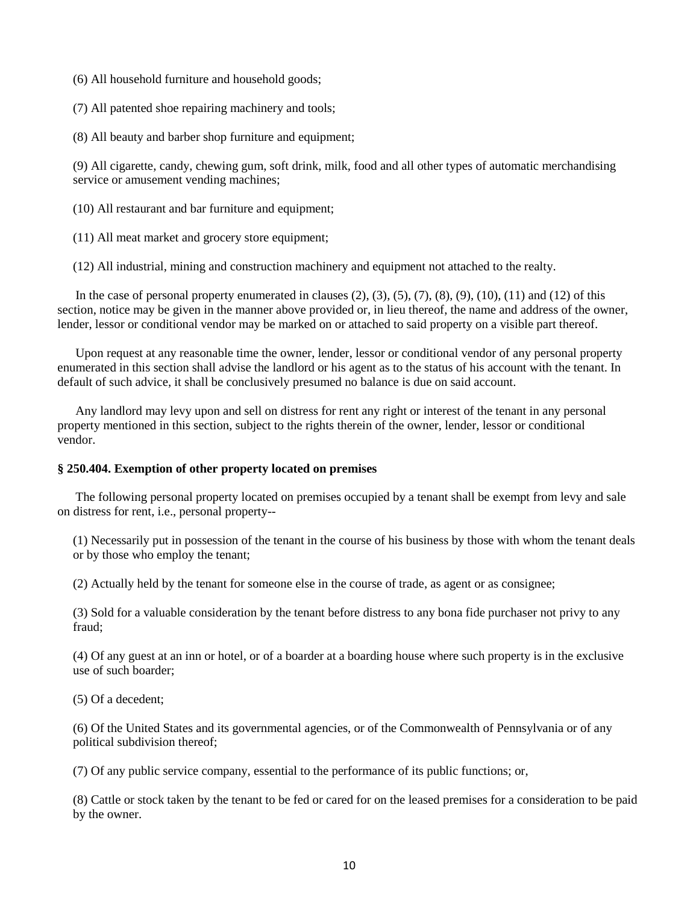(6) All household furniture and household goods;

(7) All patented shoe repairing machinery and tools;

(8) All beauty and barber shop furniture and equipment;

(9) All cigarette, candy, chewing gum, soft drink, milk, food and all other types of automatic merchandising service or amusement vending machines;

(10) All restaurant and bar furniture and equipment;

(11) All meat market and grocery store equipment;

(12) All industrial, mining and construction machinery and equipment not attached to the realty.

In the case of personal property enumerated in clauses (2), (3), (5), (7), (8), (9), (10), (11) and (12) of this section, notice may be given in the manner above provided or, in lieu thereof, the name and address of the owner, lender, lessor or conditional vendor may be marked on or attached to said property on a visible part thereof.

Upon request at any reasonable time the owner, lender, lessor or conditional vendor of any personal property enumerated in this section shall advise the landlord or his agent as to the status of his account with the tenant. In default of such advice, it shall be conclusively presumed no balance is due on said account.

Any landlord may levy upon and sell on distress for rent any right or interest of the tenant in any personal property mentioned in this section, subject to the rights therein of the owner, lender, lessor or conditional vendor.

**§ 250.404. Exemption of other property located on premises**

The following personal property located on premises occupied by a tenant shall be exempt from levy and sale on distress for rent, i.e., personal property--

(1) Necessarily put in possession of the tenant in the course of his business by those with whom the tenant deals or by those who employ the tenant;

(2) Actually held by the tenant for someone else in the course of trade, as agent or as consignee;

(3) Sold for a valuable consideration by the tenant before distress to any bona fide purchaser not privy to any fraud;

(4) Of any guest at an inn or hotel, or of a boarder at a boarding house where such property is in the exclusive use of such boarder;

(5) Of a decedent;

(6) Of the United States and its governmental agencies, or of the Commonwealth of Pennsylvania or of any political subdivision thereof;

(7) Of any public service company, essential to the performance of its public functions; or,

(8) Cattle or stock taken by the tenant to be fed or cared for on the leased premises for a consideration to be paid by the owner.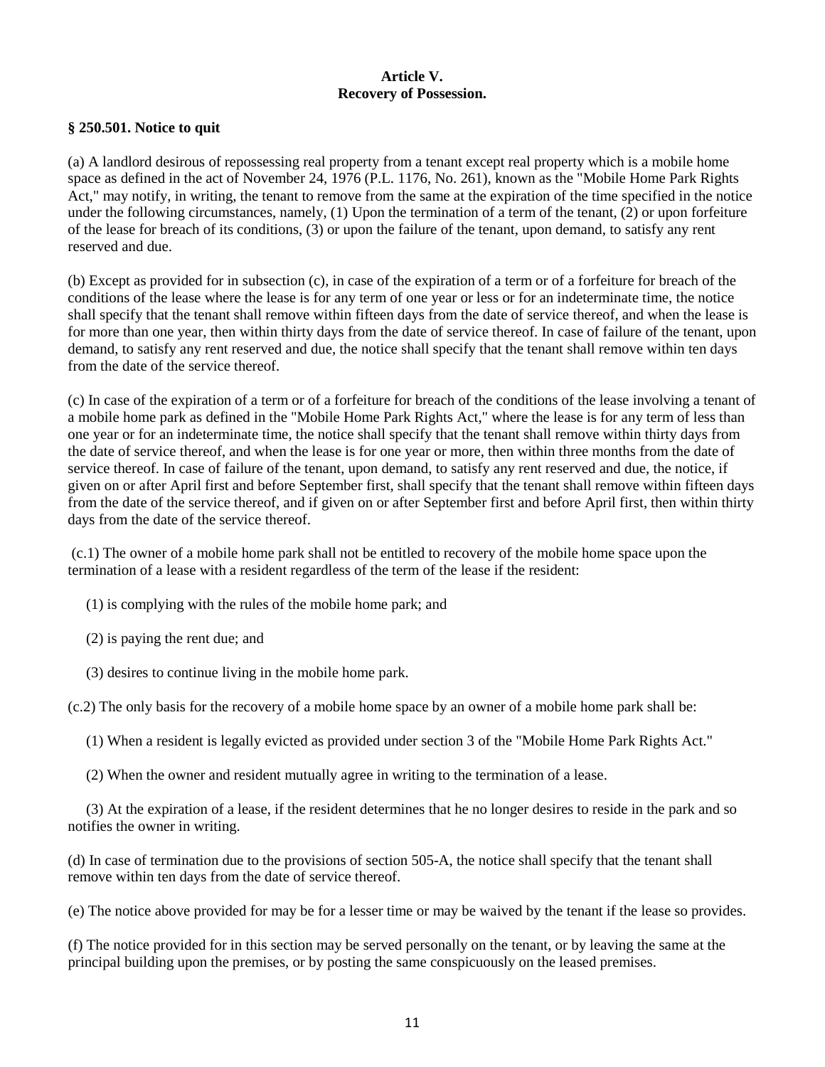## Article V.
## Recovery of Possession.

### § 250.501. Notice to quit

(a) A landlord desirous of repossessing real property from a tenant except real property which is a mobile home space as defined in the act of November 24, 1976 (P.L. 1176, No. 261), known as the "Mobile Home Park Rights Act," may notify, in writing, the tenant to remove from the same at the expiration of the time specified in the notice under the following circumstances, namely, (1) Upon the termination of a term of the tenant, (2) or upon forfeiture of the lease for breach of its conditions, (3) or upon the failure of the tenant, upon demand, to satisfy any rent reserved and due.

(b) Except as provided for in subsection (c), in case of the expiration of a term or of a forfeiture for breach of the conditions of the lease where the lease is for any term of one year or less or for an indeterminate time, the notice shall specify that the tenant shall remove within fifteen days from the date of service thereof, and when the lease is for more than one year, then within thirty days from the date of service thereof. In case of failure of the tenant, upon demand, to satisfy any rent reserved and due, the notice shall specify that the tenant shall remove within ten days from the date of the service thereof.

(c) In case of the expiration of a term or of a forfeiture for breach of the conditions of the lease involving a tenant of a mobile home park as defined in the "Mobile Home Park Rights Act," where the lease is for any term of less than one year or for an indeterminate time, the notice shall specify that the tenant shall remove within thirty days from the date of service thereof, and when the lease is for one year or more, then within three months from the date of service thereof. In case of failure of the tenant, upon demand, to satisfy any rent reserved and due, the notice, if given on or after April first and before September first, shall specify that the tenant shall remove within fifteen days from the date of the service thereof, and if given on or after September first and before April first, then within thirty days from the date of the service thereof.

(c.1) The owner of a mobile home park shall not be entitled to recovery of the mobile home space upon the termination of a lease with a resident regardless of the term of the lease if the resident:

(1) is complying with the rules of the mobile home park; and

(2) is paying the rent due; and

(3) desires to continue living in the mobile home park.

(c.2) The only basis for the recovery of a mobile home space by an owner of a mobile home park shall be:

(1) When a resident is legally evicted as provided under section 3 of the "Mobile Home Park Rights Act."

(2) When the owner and resident mutually agree in writing to the termination of a lease.

(3) At the expiration of a lease, if the resident determines that he no longer desires to reside in the park and so notifies the owner in writing.

(d) In case of termination due to the provisions of section 505-A, the notice shall specify that the tenant shall remove within ten days from the date of service thereof.

(e) The notice above provided for may be for a lesser time or may be waived by the tenant if the lease so provides.

(f) The notice provided for in this section may be served personally on the tenant, or by leaving the same at the principal building upon the premises, or by posting the same conspicuously on the leased premises.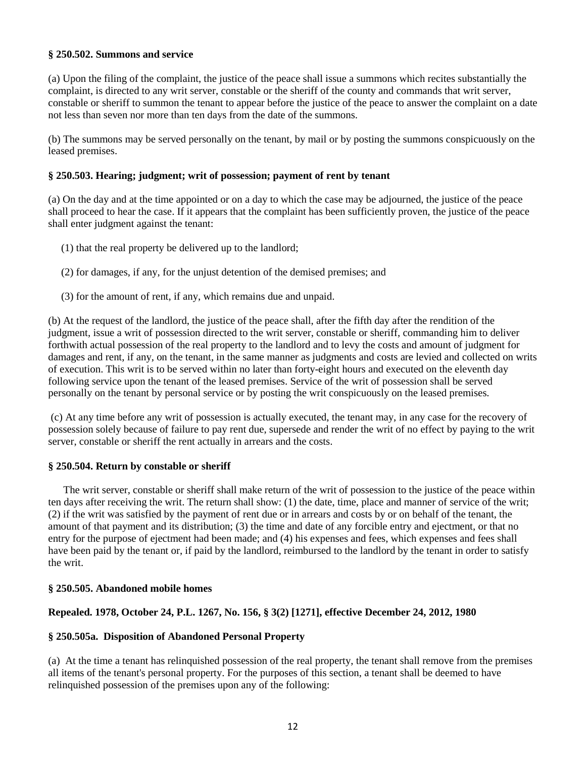**§ 250.502. Summons and service**

(a) Upon the filing of the complaint, the justice of the peace shall issue a summons which recites substantially the complaint, is directed to any writ server, constable or the sheriff of the county and commands that writ server, constable or sheriff to summon the tenant to appear before the justice of the peace to answer the complaint on a date not less than seven nor more than ten days from the date of the summons.

(b) The summons may be served personally on the tenant, by mail or by posting the summons conspicuously on the leased premises.

**§ 250.503. Hearing; judgment; writ of possession; payment of rent by tenant**

(a) On the day and at the time appointed or on a day to which the case may be adjourned, the justice of the peace shall proceed to hear the case. If it appears that the complaint has been sufficiently proven, the justice of the peace shall enter judgment against the tenant:

(1) that the real property be delivered up to the landlord;

(2) for damages, if any, for the unjust detention of the demised premises; and

(3) for the amount of rent, if any, which remains due and unpaid.

(b) At the request of the landlord, the justice of the peace shall, after the fifth day after the rendition of the judgment, issue a writ of possession directed to the writ server, constable or sheriff, commanding him to deliver forthwith actual possession of the real property to the landlord and to levy the costs and amount of judgment for damages and rent, if any, on the tenant, in the same manner as judgments and costs are levied and collected on writs of execution. This writ is to be served within no later than forty-eight hours and executed on the eleventh day following service upon the tenant of the leased premises. Service of the writ of possession shall be served personally on the tenant by personal service or by posting the writ conspicuously on the leased premises.

(c) At any time before any writ of possession is actually executed, the tenant may, in any case for the recovery of possession solely because of failure to pay rent due, supersede and render the writ of no effect by paying to the writ server, constable or sheriff the rent actually in arrears and the costs.

**§ 250.504. Return by constable or sheriff**

The writ server, constable or sheriff shall make return of the writ of possession to the justice of the peace within ten days after receiving the writ. The return shall show: (1) the date, time, place and manner of service of the writ; (2) if the writ was satisfied by the payment of rent due or in arrears and costs by or on behalf of the tenant, the amount of that payment and its distribution; (3) the time and date of any forcible entry and ejectment, or that no entry for the purpose of ejectment had been made; and (4) his expenses and fees, which expenses and fees shall have been paid by the tenant or, if paid by the landlord, reimbursed to the landlord by the tenant in order to satisfy the writ.

**§ 250.505. Abandoned mobile homes**

**Repealed. 1978, October 24, P.L. 1267, No. 156, § 3(2) [1271], effective December 24, 2012, 1980**

**§ 250.505a. Disposition of Abandoned Personal Property**

(a) At the time a tenant has relinquished possession of the real property, the tenant shall remove from the premises all items of the tenant's personal property. For the purposes of this section, a tenant shall be deemed to have relinquished possession of the premises upon any of the following: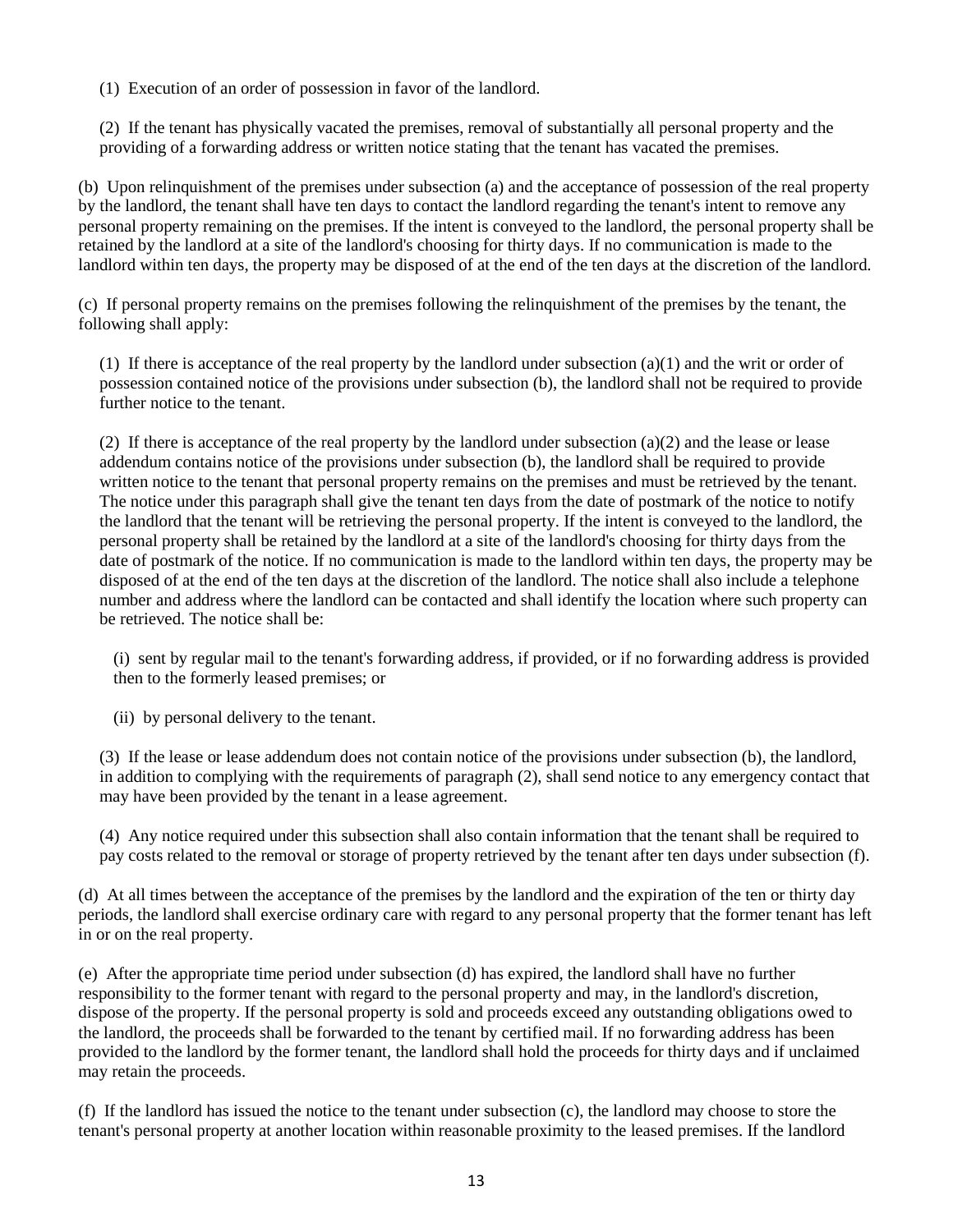(1) Execution of an order of possession in favor of the landlord.

(2) If the tenant has physically vacated the premises, removal of substantially all personal property and the providing of a forwarding address or written notice stating that the tenant has vacated the premises.

(b) Upon relinquishment of the premises under subsection (a) and the acceptance of possession of the real property by the landlord, the tenant shall have ten days to contact the landlord regarding the tenant's intent to remove any personal property remaining on the premises. If the intent is conveyed to the landlord, the personal property shall be retained by the landlord at a site of the landlord's choosing for thirty days. If no communication is made to the landlord within ten days, the property may be disposed of at the end of the ten days at the discretion of the landlord.

(c) If personal property remains on the premises following the relinquishment of the premises by the tenant, the following shall apply:

(1) If there is acceptance of the real property by the landlord under subsection (a)(1) and the writ or order of possession contained notice of the provisions under subsection (b), the landlord shall not be required to provide further notice to the tenant.

(2) If there is acceptance of the real property by the landlord under subsection (a)(2) and the lease or lease addendum contains notice of the provisions under subsection (b), the landlord shall be required to provide written notice to the tenant that personal property remains on the premises and must be retrieved by the tenant. The notice under this paragraph shall give the tenant ten days from the date of postmark of the notice to notify the landlord that the tenant will be retrieving the personal property. If the intent is conveyed to the landlord, the personal property shall be retained by the landlord at a site of the landlord's choosing for thirty days from the date of postmark of the notice. If no communication is made to the landlord within ten days, the property may be disposed of at the end of the ten days at the discretion of the landlord. The notice shall also include a telephone number and address where the landlord can be contacted and shall identify the location where such property can be retrieved. The notice shall be:

(i) sent by regular mail to the tenant's forwarding address, if provided, or if no forwarding address is provided then to the formerly leased premises; or

(ii) by personal delivery to the tenant.

(3) If the lease or lease addendum does not contain notice of the provisions under subsection (b), the landlord, in addition to complying with the requirements of paragraph (2), shall send notice to any emergency contact that may have been provided by the tenant in a lease agreement.

(4) Any notice required under this subsection shall also contain information that the tenant shall be required to pay costs related to the removal or storage of property retrieved by the tenant after ten days under subsection (f).

(d) At all times between the acceptance of the premises by the landlord and the expiration of the ten or thirty day periods, the landlord shall exercise ordinary care with regard to any personal property that the former tenant has left in or on the real property.

(e) After the appropriate time period under subsection (d) has expired, the landlord shall have no further responsibility to the former tenant with regard to the personal property and may, in the landlord's discretion, dispose of the property. If the personal property is sold and proceeds exceed any outstanding obligations owed to the landlord, the proceeds shall be forwarded to the tenant by certified mail. If no forwarding address has been provided to the landlord by the former tenant, the landlord shall hold the proceeds for thirty days and if unclaimed may retain the proceeds.

(f) If the landlord has issued the notice to the tenant under subsection (c), the landlord may choose to store the tenant's personal property at another location within reasonable proximity to the leased premises. If the landlord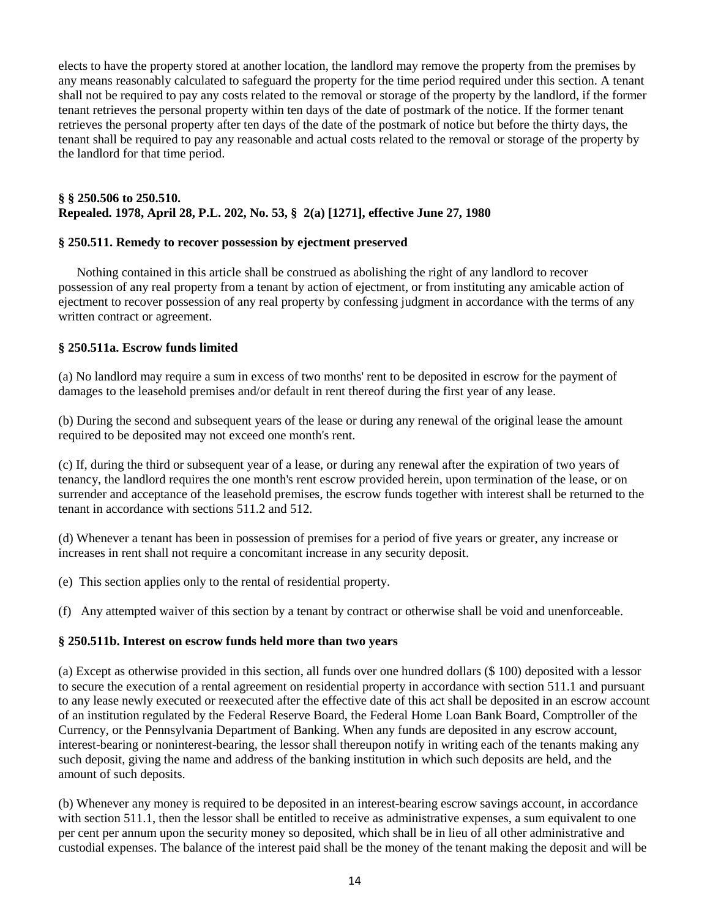elects to have the property stored at another location, the landlord may remove the property from the premises by any means reasonably calculated to safeguard the property for the time period required under this section. A tenant shall not be required to pay any costs related to the removal or storage of the property by the landlord, if the former tenant retrieves the personal property within ten days of the date of postmark of the notice. If the former tenant retrieves the personal property after ten days of the date of the postmark of notice but before the thirty days, the tenant shall be required to pay any reasonable and actual costs related to the removal or storage of the property by the landlord for that time period.

### § § 250.506 to 250.510.
### Repealed. 1978, April 28, P.L. 202, No. 53, § 2(a) [1271], effective June 27, 1980

### § 250.511. Remedy to recover possession by ejectment preserved

Nothing contained in this article shall be construed as abolishing the right of any landlord to recover possession of any real property from a tenant by action of ejectment, or from instituting any amicable action of ejectment to recover possession of any real property by confessing judgment in accordance with the terms of any written contract or agreement.

### § 250.511a. Escrow funds limited

(a) No landlord may require a sum in excess of two months' rent to be deposited in escrow for the payment of damages to the leasehold premises and/or default in rent thereof during the first year of any lease.

(b) During the second and subsequent years of the lease or during any renewal of the original lease the amount required to be deposited may not exceed one month's rent.

(c) If, during the third or subsequent year of a lease, or during any renewal after the expiration of two years of tenancy, the landlord requires the one month's rent escrow provided herein, upon termination of the lease, or on surrender and acceptance of the leasehold premises, the escrow funds together with interest shall be returned to the tenant in accordance with sections 511.2 and 512.

(d) Whenever a tenant has been in possession of premises for a period of five years or greater, any increase or increases in rent shall not require a concomitant increase in any security deposit.

(e) This section applies only to the rental of residential property.

(f) Any attempted waiver of this section by a tenant by contract or otherwise shall be void and unenforceable.

### § 250.511b. Interest on escrow funds held more than two years

(a) Except as otherwise provided in this section, all funds over one hundred dollars ($ 100) deposited with a lessor to secure the execution of a rental agreement on residential property in accordance with section 511.1 and pursuant to any lease newly executed or reexecuted after the effective date of this act shall be deposited in an escrow account of an institution regulated by the Federal Reserve Board, the Federal Home Loan Bank Board, Comptroller of the Currency, or the Pennsylvania Department of Banking. When any funds are deposited in any escrow account, interest-bearing or noninterest-bearing, the lessor shall thereupon notify in writing each of the tenants making any such deposit, giving the name and address of the banking institution in which such deposits are held, and the amount of such deposits.

(b) Whenever any money is required to be deposited in an interest-bearing escrow savings account, in accordance with section 511.1, then the lessor shall be entitled to receive as administrative expenses, a sum equivalent to one per cent per annum upon the security money so deposited, which shall be in lieu of all other administrative and custodial expenses. The balance of the interest paid shall be the money of the tenant making the deposit and will be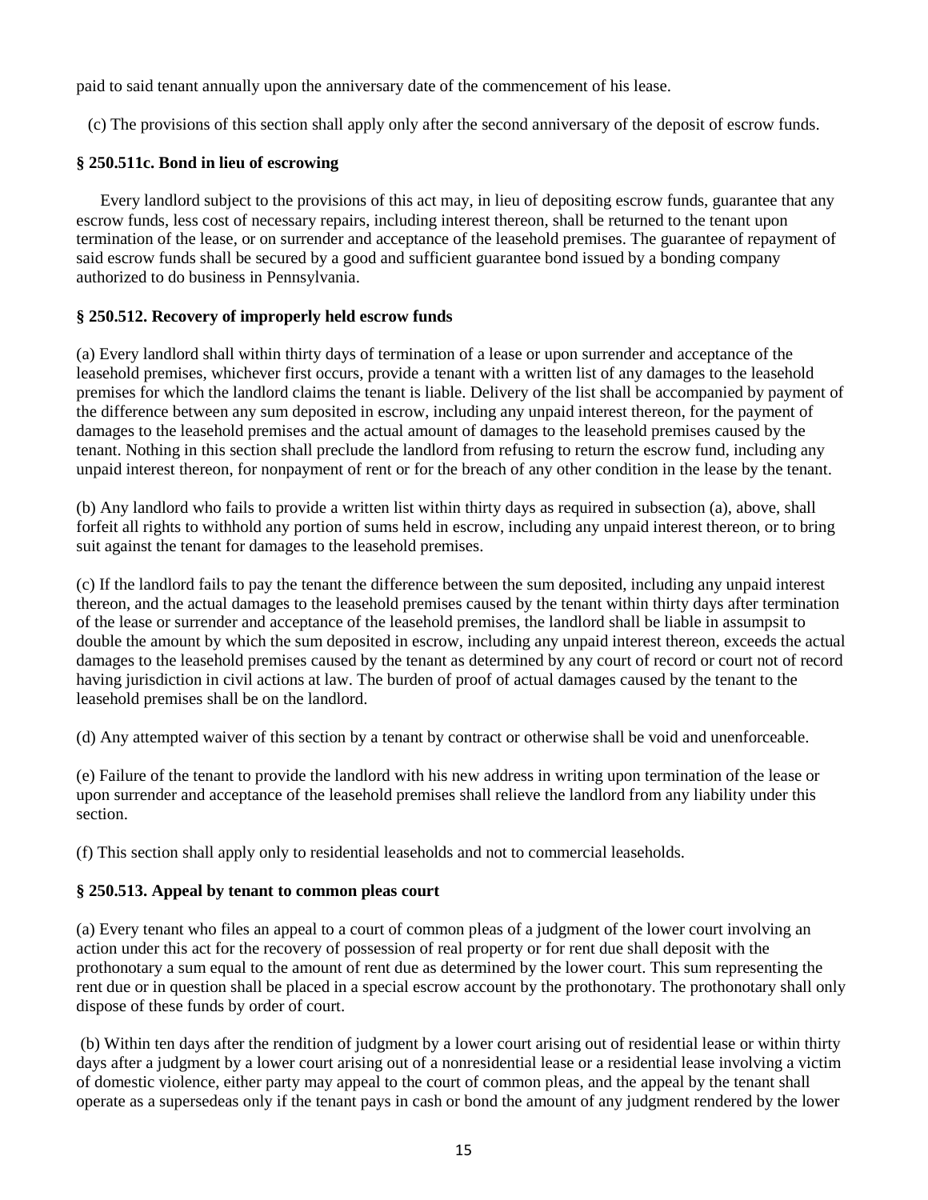paid to said tenant annually upon the anniversary date of the commencement of his lease.

(c) The provisions of this section shall apply only after the second anniversary of the deposit of escrow funds.

### § 250.511c. Bond in lieu of escrowing

Every landlord subject to the provisions of this act may, in lieu of depositing escrow funds, guarantee that any escrow funds, less cost of necessary repairs, including interest thereon, shall be returned to the tenant upon termination of the lease, or on surrender and acceptance of the leasehold premises. The guarantee of repayment of said escrow funds shall be secured by a good and sufficient guarantee bond issued by a bonding company authorized to do business in Pennsylvania.

### § 250.512. Recovery of improperly held escrow funds

(a) Every landlord shall within thirty days of termination of a lease or upon surrender and acceptance of the leasehold premises, whichever first occurs, provide a tenant with a written list of any damages to the leasehold premises for which the landlord claims the tenant is liable. Delivery of the list shall be accompanied by payment of the difference between any sum deposited in escrow, including any unpaid interest thereon, for the payment of damages to the leasehold premises and the actual amount of damages to the leasehold premises caused by the tenant. Nothing in this section shall preclude the landlord from refusing to return the escrow fund, including any unpaid interest thereon, for nonpayment of rent or for the breach of any other condition in the lease by the tenant.

(b) Any landlord who fails to provide a written list within thirty days as required in subsection (a), above, shall forfeit all rights to withhold any portion of sums held in escrow, including any unpaid interest thereon, or to bring suit against the tenant for damages to the leasehold premises.

(c) If the landlord fails to pay the tenant the difference between the sum deposited, including any unpaid interest thereon, and the actual damages to the leasehold premises caused by the tenant within thirty days after termination of the lease or surrender and acceptance of the leasehold premises, the landlord shall be liable in assumpsit to double the amount by which the sum deposited in escrow, including any unpaid interest thereon, exceeds the actual damages to the leasehold premises caused by the tenant as determined by any court of record or court not of record having jurisdiction in civil actions at law. The burden of proof of actual damages caused by the tenant to the leasehold premises shall be on the landlord.

(d) Any attempted waiver of this section by a tenant by contract or otherwise shall be void and unenforceable.

(e) Failure of the tenant to provide the landlord with his new address in writing upon termination of the lease or upon surrender and acceptance of the leasehold premises shall relieve the landlord from any liability under this section.

(f) This section shall apply only to residential leaseholds and not to commercial leaseholds.

### § 250.513. Appeal by tenant to common pleas court

(a) Every tenant who files an appeal to a court of common pleas of a judgment of the lower court involving an action under this act for the recovery of possession of real property or for rent due shall deposit with the prothonotary a sum equal to the amount of rent due as determined by the lower court. This sum representing the rent due or in question shall be placed in a special escrow account by the prothonotary. The prothonotary shall only dispose of these funds by order of court.

(b) Within ten days after the rendition of judgment by a lower court arising out of residential lease or within thirty days after a judgment by a lower court arising out of a nonresidential lease or a residential lease involving a victim of domestic violence, either party may appeal to the court of common pleas, and the appeal by the tenant shall operate as a supersedeas only if the tenant pays in cash or bond the amount of any judgment rendered by the lower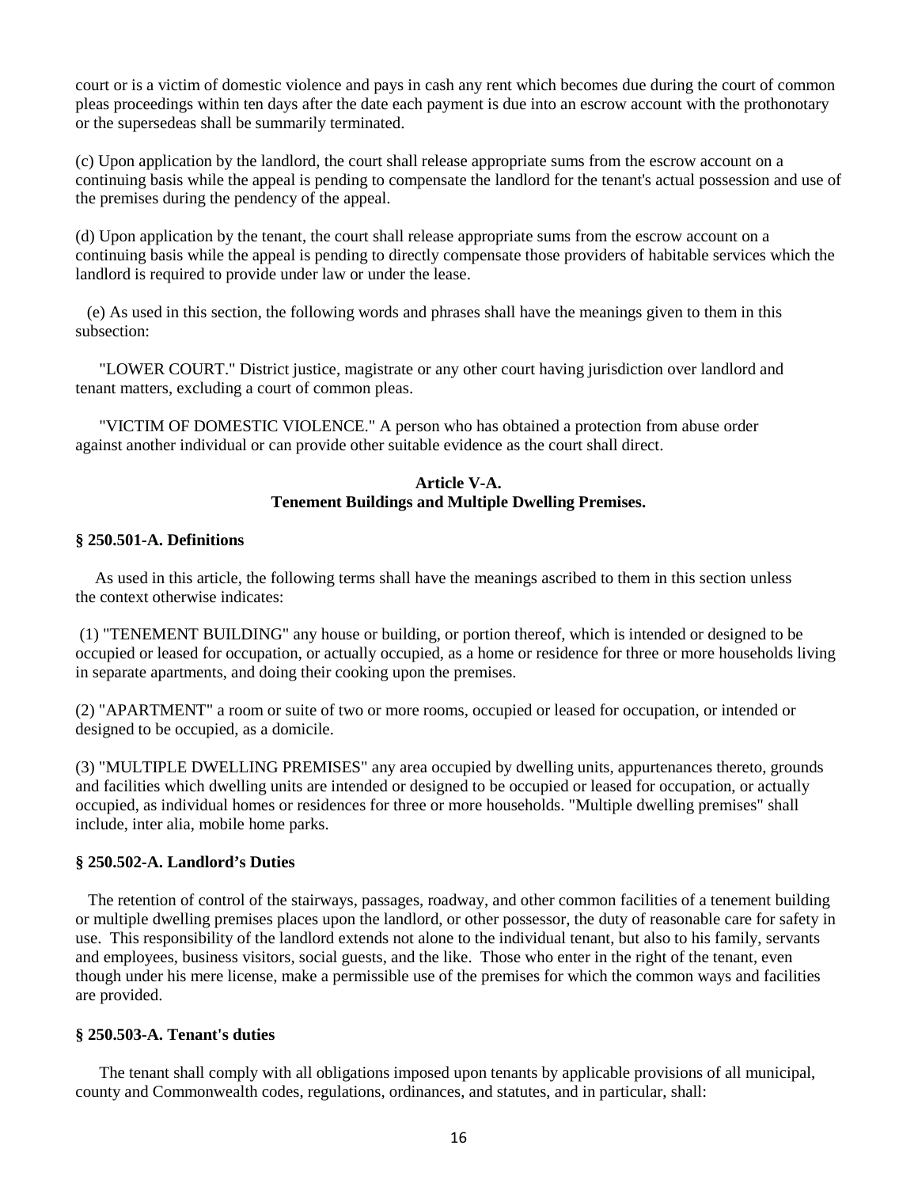court or is a victim of domestic violence and pays in cash any rent which becomes due during the court of common pleas proceedings within ten days after the date each payment is due into an escrow account with the prothonotary or the supersedeas shall be summarily terminated.

(c) Upon application by the landlord, the court shall release appropriate sums from the escrow account on a continuing basis while the appeal is pending to compensate the landlord for the tenant's actual possession and use of the premises during the pendency of the appeal.

(d) Upon application by the tenant, the court shall release appropriate sums from the escrow account on a continuing basis while the appeal is pending to directly compensate those providers of habitable services which the landlord is required to provide under law or under the lease.

(e) As used in this section, the following words and phrases shall have the meanings given to them in this subsection:

"LOWER COURT." District justice, magistrate or any other court having jurisdiction over landlord and tenant matters, excluding a court of common pleas.

"VICTIM OF DOMESTIC VIOLENCE." A person who has obtained a protection from abuse order against another individual or can provide other suitable evidence as the court shall direct.

## Article V-A.
## Tenement Buildings and Multiple Dwelling Premises.

### § 250.501-A. Definitions

As used in this article, the following terms shall have the meanings ascribed to them in this section unless the context otherwise indicates:

(1) "TENEMENT BUILDING" any house or building, or portion thereof, which is intended or designed to be occupied or leased for occupation, or actually occupied, as a home or residence for three or more households living in separate apartments, and doing their cooking upon the premises.

(2) "APARTMENT" a room or suite of two or more rooms, occupied or leased for occupation, or intended or designed to be occupied, as a domicile.

(3) "MULTIPLE DWELLING PREMISES" any area occupied by dwelling units, appurtenances thereto, grounds and facilities which dwelling units are intended or designed to be occupied or leased for occupation, or actually occupied, as individual homes or residences for three or more households. "Multiple dwelling premises" shall include, inter alia, mobile home parks.

### § 250.502-A. Landlord's Duties

The retention of control of the stairways, passages, roadway, and other common facilities of a tenement building or multiple dwelling premises places upon the landlord, or other possessor, the duty of reasonable care for safety in use. This responsibility of the landlord extends not alone to the individual tenant, but also to his family, servants and employees, business visitors, social guests, and the like. Those who enter in the right of the tenant, even though under his mere license, make a permissible use of the premises for which the common ways and facilities are provided.

### § 250.503-A. Tenant's duties

The tenant shall comply with all obligations imposed upon tenants by applicable provisions of all municipal, county and Commonwealth codes, regulations, ordinances, and statutes, and in particular, shall: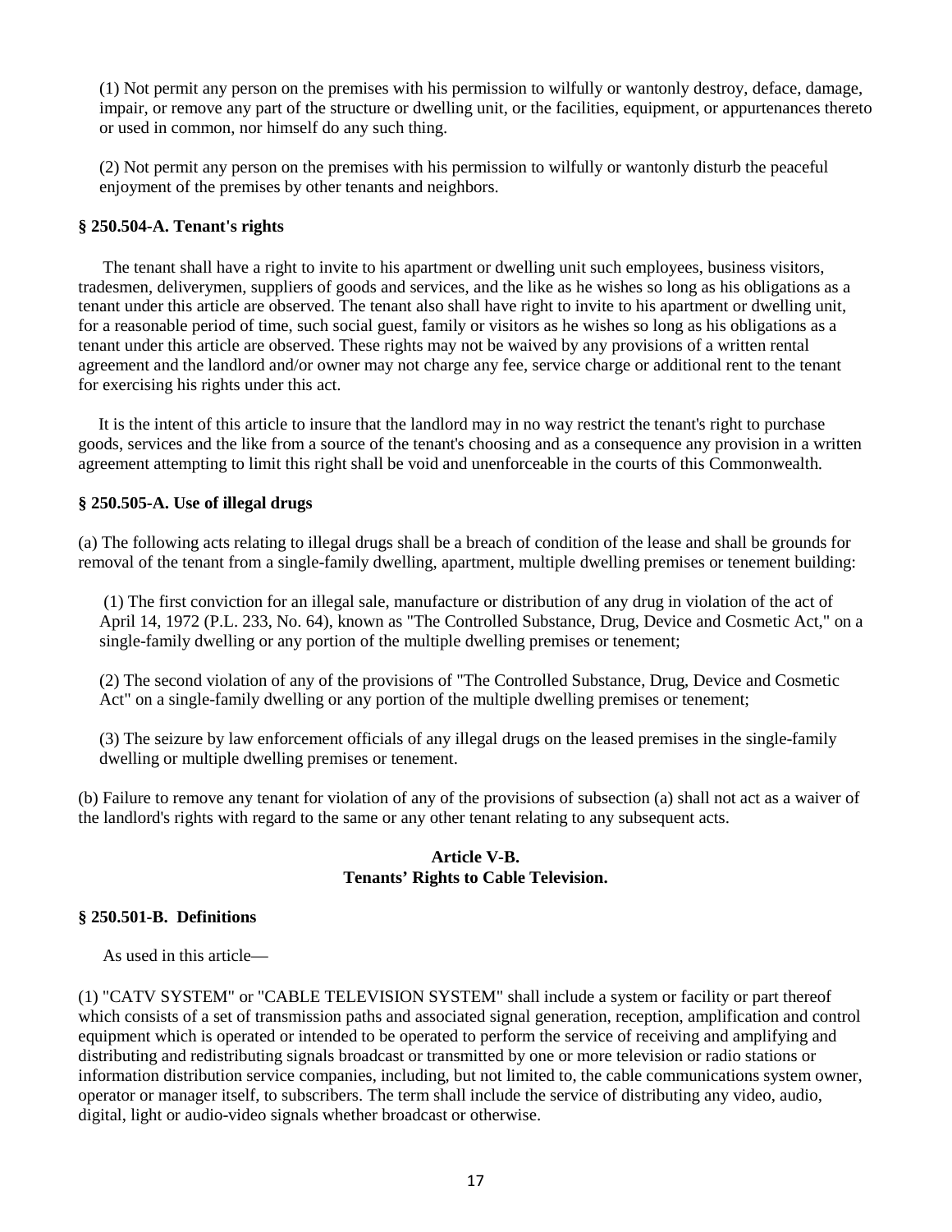(1) Not permit any person on the premises with his permission to wilfully or wantonly destroy, deface, damage, impair, or remove any part of the structure or dwelling unit, or the facilities, equipment, or appurtenances thereto or used in common, nor himself do any such thing.

(2) Not permit any person on the premises with his permission to wilfully or wantonly disturb the peaceful enjoyment of the premises by other tenants and neighbors.

### § 250.504-A. Tenant's rights

The tenant shall have a right to invite to his apartment or dwelling unit such employees, business visitors, tradesmen, deliverymen, suppliers of goods and services, and the like as he wishes so long as his obligations as a tenant under this article are observed. The tenant also shall have right to invite to his apartment or dwelling unit, for a reasonable period of time, such social guest, family or visitors as he wishes so long as his obligations as a tenant under this article are observed. These rights may not be waived by any provisions of a written rental agreement and the landlord and/or owner may not charge any fee, service charge or additional rent to the tenant for exercising his rights under this act.

It is the intent of this article to insure that the landlord may in no way restrict the tenant's right to purchase goods, services and the like from a source of the tenant's choosing and as a consequence any provision in a written agreement attempting to limit this right shall be void and unenforceable in the courts of this Commonwealth.

### § 250.505-A. Use of illegal drugs

(a) The following acts relating to illegal drugs shall be a breach of condition of the lease and shall be grounds for removal of the tenant from a single-family dwelling, apartment, multiple dwelling premises or tenement building:

(1) The first conviction for an illegal sale, manufacture or distribution of any drug in violation of the act of April 14, 1972 (P.L. 233, No. 64), known as "The Controlled Substance, Drug, Device and Cosmetic Act," on a single-family dwelling or any portion of the multiple dwelling premises or tenement;

(2) The second violation of any of the provisions of "The Controlled Substance, Drug, Device and Cosmetic Act" on a single-family dwelling or any portion of the multiple dwelling premises or tenement;

(3) The seizure by law enforcement officials of any illegal drugs on the leased premises in the single-family dwelling or multiple dwelling premises or tenement.

(b) Failure to remove any tenant for violation of any of the provisions of subsection (a) shall not act as a waiver of the landlord's rights with regard to the same or any other tenant relating to any subsequent acts.

## Article V-B.
## Tenants' Rights to Cable Television.

### § 250.501-B. Definitions

As used in this article—

(1) "CATV SYSTEM" or "CABLE TELEVISION SYSTEM" shall include a system or facility or part thereof which consists of a set of transmission paths and associated signal generation, reception, amplification and control equipment which is operated or intended to be operated to perform the service of receiving and amplifying and distributing and redistributing signals broadcast or transmitted by one or more television or radio stations or information distribution service companies, including, but not limited to, the cable communications system owner, operator or manager itself, to subscribers. The term shall include the service of distributing any video, audio, digital, light or audio-video signals whether broadcast or otherwise.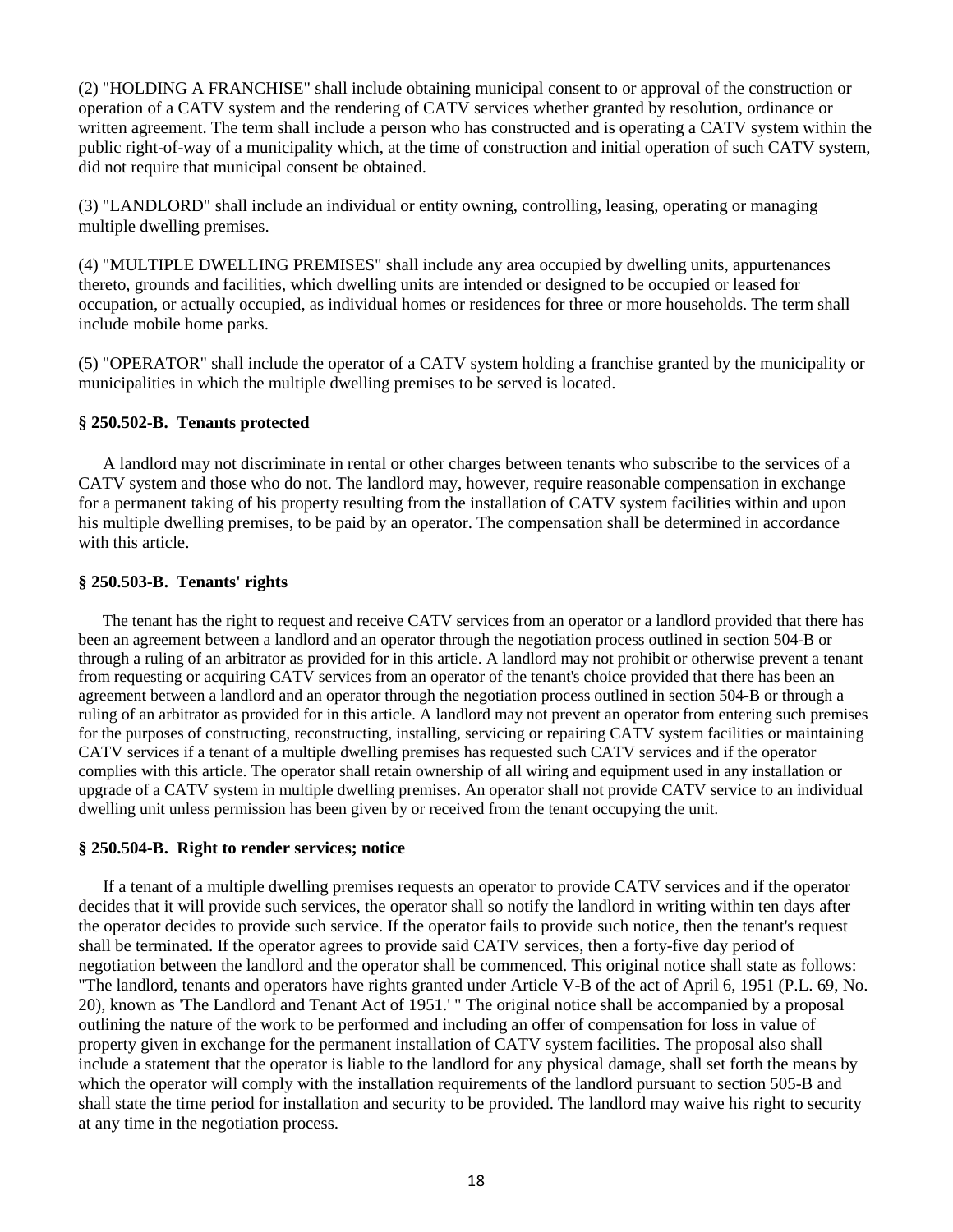(2) "HOLDING A FRANCHISE" shall include obtaining municipal consent to or approval of the construction or operation of a CATV system and the rendering of CATV services whether granted by resolution, ordinance or written agreement. The term shall include a person who has constructed and is operating a CATV system within the public right-of-way of a municipality which, at the time of construction and initial operation of such CATV system, did not require that municipal consent be obtained.

(3) "LANDLORD" shall include an individual or entity owning, controlling, leasing, operating or managing multiple dwelling premises.

(4) "MULTIPLE DWELLING PREMISES" shall include any area occupied by dwelling units, appurtenances thereto, grounds and facilities, which dwelling units are intended or designed to be occupied or leased for occupation, or actually occupied, as individual homes or residences for three or more households. The term shall include mobile home parks.

(5) "OPERATOR" shall include the operator of a CATV system holding a franchise granted by the municipality or municipalities in which the multiple dwelling premises to be served is located.

### § 250.502-B. Tenants protected

A landlord may not discriminate in rental or other charges between tenants who subscribe to the services of a CATV system and those who do not. The landlord may, however, require reasonable compensation in exchange for a permanent taking of his property resulting from the installation of CATV system facilities within and upon his multiple dwelling premises, to be paid by an operator. The compensation shall be determined in accordance with this article.

### § 250.503-B. Tenants' rights

The tenant has the right to request and receive CATV services from an operator or a landlord provided that there has been an agreement between a landlord and an operator through the negotiation process outlined in section 504-B or through a ruling of an arbitrator as provided for in this article. A landlord may not prohibit or otherwise prevent a tenant from requesting or acquiring CATV services from an operator of the tenant's choice provided that there has been an agreement between a landlord and an operator through the negotiation process outlined in section 504-B or through a ruling of an arbitrator as provided for in this article. A landlord may not prevent an operator from entering such premises for the purposes of constructing, reconstructing, installing, servicing or repairing CATV system facilities or maintaining CATV services if a tenant of a multiple dwelling premises has requested such CATV services and if the operator complies with this article. The operator shall retain ownership of all wiring and equipment used in any installation or upgrade of a CATV system in multiple dwelling premises. An operator shall not provide CATV service to an individual dwelling unit unless permission has been given by or received from the tenant occupying the unit.

### § 250.504-B. Right to render services; notice

If a tenant of a multiple dwelling premises requests an operator to provide CATV services and if the operator decides that it will provide such services, the operator shall so notify the landlord in writing within ten days after the operator decides to provide such service. If the operator fails to provide such notice, then the tenant's request shall be terminated. If the operator agrees to provide said CATV services, then a forty-five day period of negotiation between the landlord and the operator shall be commenced. This original notice shall state as follows: "The landlord, tenants and operators have rights granted under Article V-B of the act of April 6, 1951 (P.L. 69, No. 20), known as 'The Landlord and Tenant Act of 1951.' " The original notice shall be accompanied by a proposal outlining the nature of the work to be performed and including an offer of compensation for loss in value of property given in exchange for the permanent installation of CATV system facilities. The proposal also shall include a statement that the operator is liable to the landlord for any physical damage, shall set forth the means by which the operator will comply with the installation requirements of the landlord pursuant to section 505-B and shall state the time period for installation and security to be provided. The landlord may waive his right to security at any time in the negotiation process.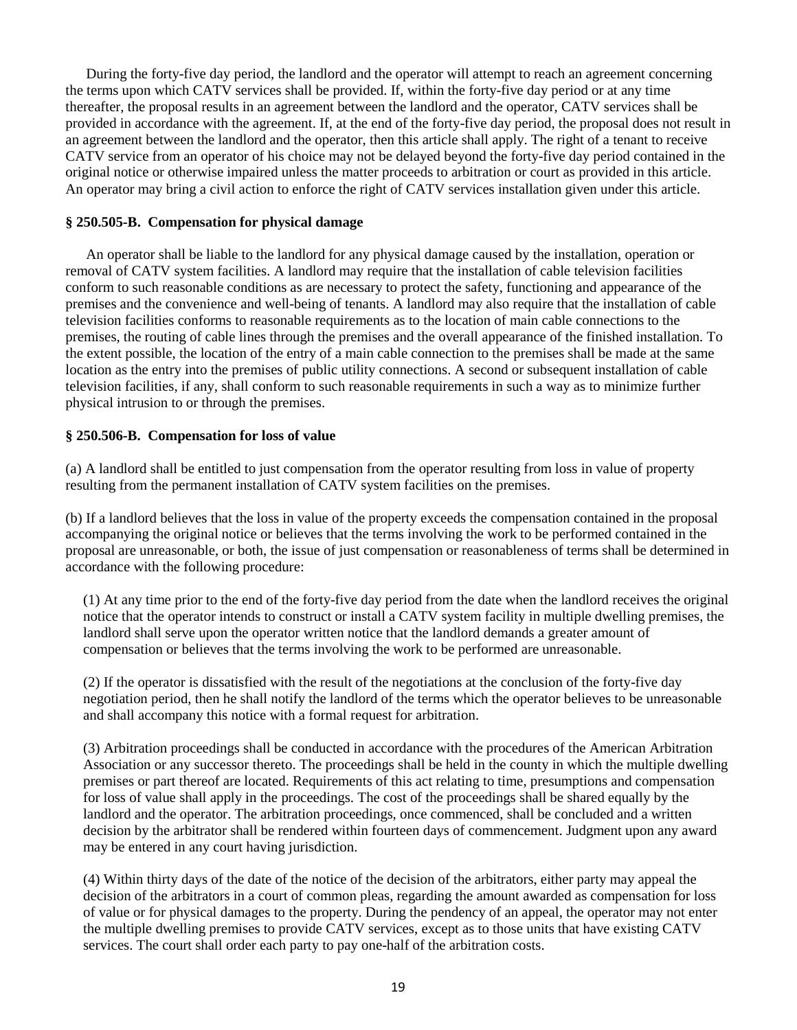During the forty-five day period, the landlord and the operator will attempt to reach an agreement concerning the terms upon which CATV services shall be provided. If, within the forty-five day period or at any time thereafter, the proposal results in an agreement between the landlord and the operator, CATV services shall be provided in accordance with the agreement. If, at the end of the forty-five day period, the proposal does not result in an agreement between the landlord and the operator, then this article shall apply. The right of a tenant to receive CATV service from an operator of his choice may not be delayed beyond the forty-five day period contained in the original notice or otherwise impaired unless the matter proceeds to arbitration or court as provided in this article. An operator may bring a civil action to enforce the right of CATV services installation given under this article.

### § 250.505-B. Compensation for physical damage

An operator shall be liable to the landlord for any physical damage caused by the installation, operation or removal of CATV system facilities. A landlord may require that the installation of cable television facilities conform to such reasonable conditions as are necessary to protect the safety, functioning and appearance of the premises and the convenience and well-being of tenants. A landlord may also require that the installation of cable television facilities conforms to reasonable requirements as to the location of main cable connections to the premises, the routing of cable lines through the premises and the overall appearance of the finished installation. To the extent possible, the location of the entry of a main cable connection to the premises shall be made at the same location as the entry into the premises of public utility connections. A second or subsequent installation of cable television facilities, if any, shall conform to such reasonable requirements in such a way as to minimize further physical intrusion to or through the premises.

### § 250.506-B. Compensation for loss of value

(a) A landlord shall be entitled to just compensation from the operator resulting from loss in value of property resulting from the permanent installation of CATV system facilities on the premises.

(b) If a landlord believes that the loss in value of the property exceeds the compensation contained in the proposal accompanying the original notice or believes that the terms involving the work to be performed contained in the proposal are unreasonable, or both, the issue of just compensation or reasonableness of terms shall be determined in accordance with the following procedure:

(1) At any time prior to the end of the forty-five day period from the date when the landlord receives the original notice that the operator intends to construct or install a CATV system facility in multiple dwelling premises, the landlord shall serve upon the operator written notice that the landlord demands a greater amount of compensation or believes that the terms involving the work to be performed are unreasonable.

(2) If the operator is dissatisfied with the result of the negotiations at the conclusion of the forty-five day negotiation period, then he shall notify the landlord of the terms which the operator believes to be unreasonable and shall accompany this notice with a formal request for arbitration.

(3) Arbitration proceedings shall be conducted in accordance with the procedures of the American Arbitration Association or any successor thereto. The proceedings shall be held in the county in which the multiple dwelling premises or part thereof are located. Requirements of this act relating to time, presumptions and compensation for loss of value shall apply in the proceedings. The cost of the proceedings shall be shared equally by the landlord and the operator. The arbitration proceedings, once commenced, shall be concluded and a written decision by the arbitrator shall be rendered within fourteen days of commencement. Judgment upon any award may be entered in any court having jurisdiction.

(4) Within thirty days of the date of the notice of the decision of the arbitrators, either party may appeal the decision of the arbitrators in a court of common pleas, regarding the amount awarded as compensation for loss of value or for physical damages to the property. During the pendency of an appeal, the operator may not enter the multiple dwelling premises to provide CATV services, except as to those units that have existing CATV services. The court shall order each party to pay one-half of the arbitration costs.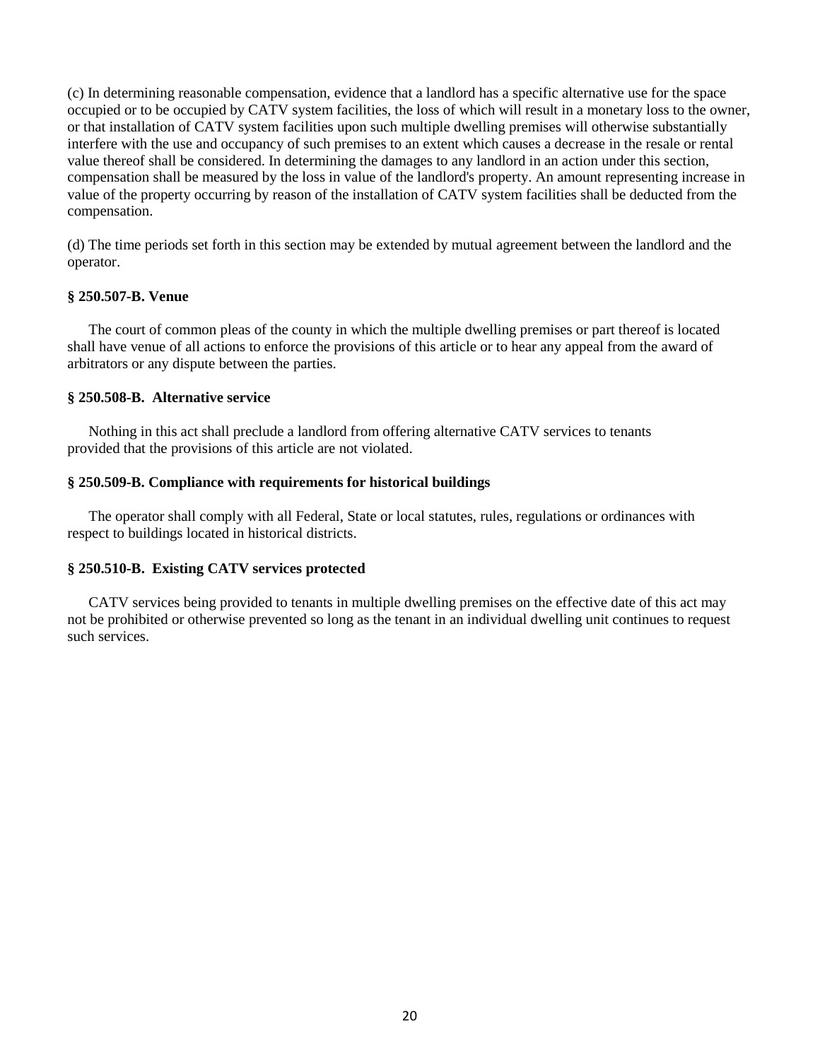(c) In determining reasonable compensation, evidence that a landlord has a specific alternative use for the space occupied or to be occupied by CATV system facilities, the loss of which will result in a monetary loss to the owner, or that installation of CATV system facilities upon such multiple dwelling premises will otherwise substantially interfere with the use and occupancy of such premises to an extent which causes a decrease in the resale or rental value thereof shall be considered. In determining the damages to any landlord in an action under this section, compensation shall be measured by the loss in value of the landlord's property. An amount representing increase in value of the property occurring by reason of the installation of CATV system facilities shall be deducted from the compensation.

(d) The time periods set forth in this section may be extended by mutual agreement between the landlord and the operator.

**§ 250.507-B. Venue**

The court of common pleas of the county in which the multiple dwelling premises or part thereof is located shall have venue of all actions to enforce the provisions of this article or to hear any appeal from the award of arbitrators or any dispute between the parties.

**§ 250.508-B. Alternative service**

Nothing in this act shall preclude a landlord from offering alternative CATV services to tenants provided that the provisions of this article are not violated.

**§ 250.509-B. Compliance with requirements for historical buildings**

The operator shall comply with all Federal, State or local statutes, rules, regulations or ordinances with respect to buildings located in historical districts.

**§ 250.510-B. Existing CATV services protected**

CATV services being provided to tenants in multiple dwelling premises on the effective date of this act may not be prohibited or otherwise prevented so long as the tenant in an individual dwelling unit continues to request such services.